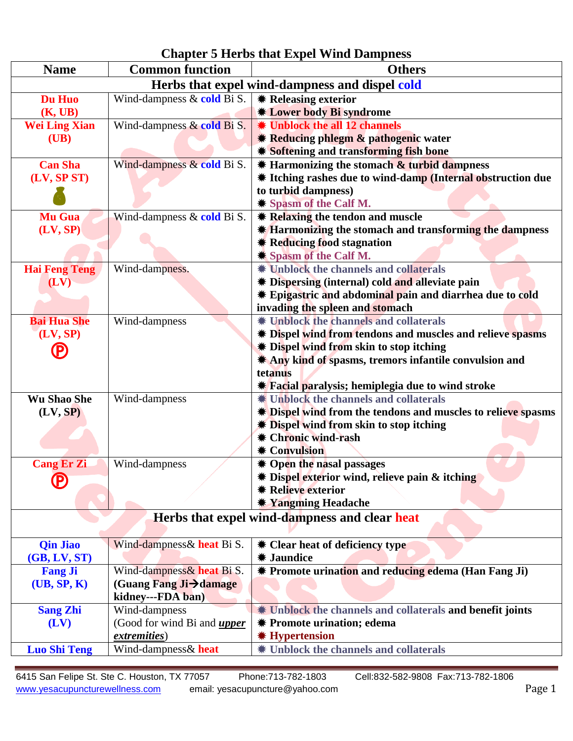# Chapter 5 Herbs that Expel Wind Dampness

| Name | Common function | Others |
|---|---|---|
| **Herbs that expel wind-dampness and dispel cold** | | |
| **Du Huo (K, UB)** | Wind-dampness & **cold** Bi S. | ✷ **Releasing exterior**<br>✷ **Lower body Bi syndrome** |
| **Wei Ling Xian (UB)** | Wind-dampness & **cold** Bi S. | ✷ **Unblock the all 12 channels**<br>✷ **Reducing phlegm & pathogenic water**<br>✷ **Softening and transforming fish bone** |
| **Can Sha (LV, SP ST)** | Wind-dampness & **cold** Bi S. | ✷ **Harmonizing the stomach & turbid dampness**<br>✷ **Itching rashes due to wind-damp (Internal obstruction due to turbid dampness)**<br>✷ **Spasm of the Calf M.** |
| **Mu Gua (LV, SP)** | Wind-dampness & **cold** Bi S. | ✷ **Relaxing the tendon and muscle**<br>✷ **Harmonizing the stomach and transforming the dampness**<br>✷ **Reducing food stagnation**<br>✷ **Spasm of the Calf M.** |
| **Hai Feng Teng (LV)** | Wind-dampness. | ✷ **Unblock the channels and collaterals**<br>✷ **Dispersing (internal) cold and alleviate pain**<br>✷ **Epigastric and abdominal pain and diarrhea due to cold invading the spleen and stomach** |
| **Bai Hua She (LV, SP)** Ⓟ | Wind-dampness | ✷ **Unblock the channels and collaterals**<br>✷ **Dispel wind from tendons and muscles and relieve spasms**<br>✷ **Dispel wind from skin to stop itching**<br>✷ **Any kind of spasms, tremors infantile convulsion and tetanus**<br>✷ **Facial paralysis; hemiplegia due to wind stroke** |
| **Wu Shao She (LV, SP)** | Wind-dampness | ✷ **Unblock the channels and collaterals**<br>✷ **Dispel wind from the tendons and muscles to relieve spasms**<br>✷ **Dispel wind from skin to stop itching**<br>✷ **Chronic wind-rash**<br>✷ **Convulsion** |
| **Cang Er Zi** Ⓟ | Wind-dampness | ✷ **Open the nasal passages**<br>✷ **Dispel exterior wind, relieve pain & itching**<br>✷ **Relieve exterior**<br>✷ **Yangming Headache** |
| **Herbs that expel wind-dampness and clear heat** | | |
| **Qin Jiao (GB, LV, ST)** | Wind-dampness& **heat** Bi S. | ✷ **Clear heat of deficiency type**<br>✷ **Jaundice** |
| **Fang Ji (UB, SP, K)** | Wind-dampness& **heat** Bi S.<br>**(Guang Fang Ji→damage kidney---FDA ban)** | ✷ **Promote urination and reducing edema (Han Fang Ji)** |
| **Sang Zhi (LV)** | Wind-dampness<br>(Good for wind Bi and ***upper extremities***) | ✷ **Unblock the channels and collaterals and benefit joints**<br>✷ **Promote urination; edema**<br>✷ **Hypertension** |
| **Luo Shi Teng** | Wind-dampness& **heat** | ✷ **Unblock the channels and collaterals** |

6415 San Felipe St. Ste C. Houston, TX 77057 Phone:713-782-1803 Cell:832-582-9808 Fax:713-782-1806
www.yesacupuncturewellness.com email: yesacupuncture@yahoo.com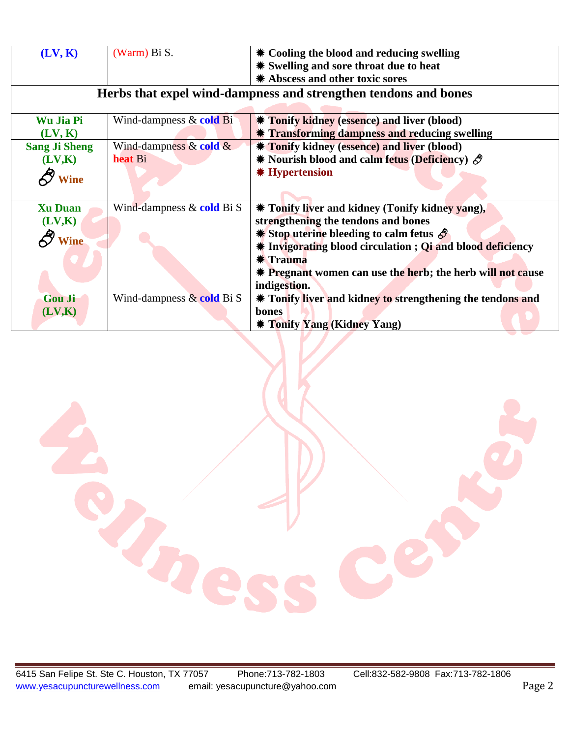| | | |
|---|---|---|
| **(LV, K)** | (Warm) Bi S. | ✷ **Cooling the blood and reducing swelling**<br>✷ **Swelling and sore throat due to heat**<br>✷ **Abscess and other toxic sores** |
| **Herbs that expel wind-dampness and strengthen tendons and bones** | | |
| **Wu Jia Pi (LV, K)** | Wind-dampness & **cold** Bi | ✷ **Tonify kidney (essence) and liver (blood)**<br>✷ **Transforming dampness and reducing swelling** |
| **Sang Ji Sheng (LV,K)** 🍶 **Wine** | Wind-dampness & **cold** & **heat** Bi | ✷ **Tonify kidney (essence) and liver (blood)**<br>✷ **Nourish blood and calm fetus (Deficiency)** 🍶<br>✷ **Hypertension** |
| **Xu Duan (LV,K)** 🍶 **Wine** | Wind-dampness & **cold** Bi S | ✷ **Tonify liver and kidney (Tonify kidney yang), strengthening the tendons and bones**<br>✷ **Stop uterine bleeding to calm fetus** 🍶<br>✷ **Invigorating blood circulation ; Qi and blood deficiency**<br>✷ **Trauma**<br>✷ **Pregnant women can use the herb; the herb will not cause indigestion.** |
| **Gou Ji (LV,K)** | Wind-dampness & **cold** Bi S | ✷ **Tonify liver and kidney to strengthening the tendons and bones**<br>✷ **Tonify Yang (Kidney Yang)** |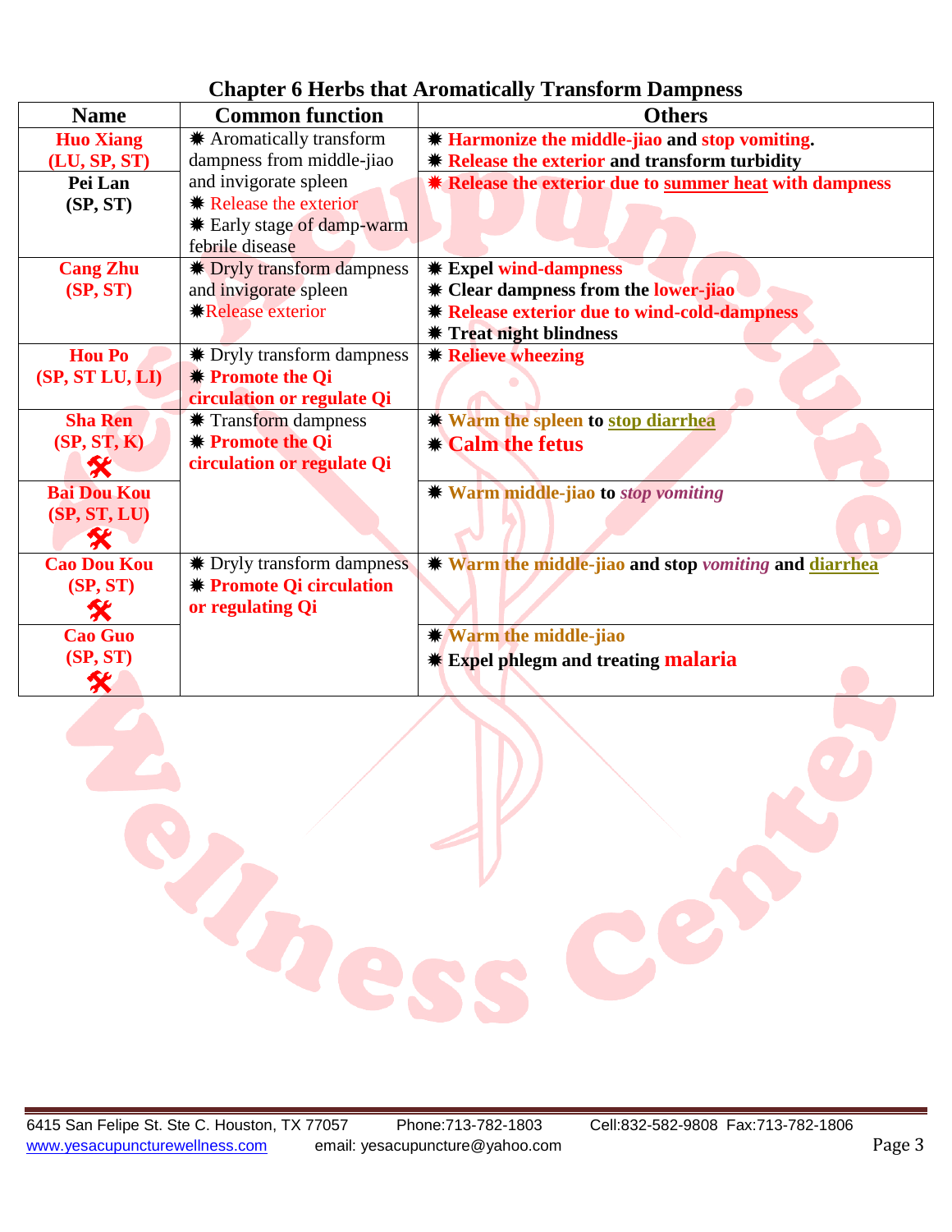## Chapter 6 Herbs that Aromatically Transform Dampness

| Name | Common function | Others |
|---|---|---|
| **Huo Xiang (LU, SP, ST)** | ✹ Aromatically transform dampness from middle-jiao and invigorate spleen<br>✹ Release the exterior<br>✹ Early stage of damp-warm febrile disease | ✹ **Harmonize the middle-jiao and stop vomiting.**<br>✹ **Release the exterior and transform turbidity** |
| **Pei Lan (SP, ST)** | | ✹ **Release the exterior due to summer heat with dampness** |
| **Cang Zhu (SP, ST)** | ✹ Dryly transform dampness and invigorate spleen<br>✹Release exterior | ✹ **Expel wind-dampness**<br>✹ **Clear dampness from the lower-jiao**<br>✹ **Release exterior due to wind-cold-dampness**<br>✹ **Treat night blindness** |
| **Hou Po (SP, ST LU, LI)** | ✹ Dryly transform dampness<br>✹ **Promote the Qi circulation or regulate Qi** | ✹ **Relieve wheezing** |
| **Sha Ren (SP, ST, K)** 🛠 | ✹ Transform dampness<br>✹ **Promote the Qi circulation or regulate Qi** | ✹ **Warm the spleen to stop diarrhea**<br>✹ **Calm the fetus** |
| **Bai Dou Kou (SP, ST, LU)** 🛠 | | ✹ **Warm middle-jiao to *stop vomiting*** |
| **Cao Dou Kou (SP, ST)** 🛠 | ✹ Dryly transform dampness<br>✹ **Promote Qi circulation or regulating Qi** | ✹ **Warm the middle-jiao and stop *vomiting* and diarrhea** |
| **Cao Guo (SP, ST)** 🛠 | | ✹ **Warm the middle-jiao**<br>✹ **Expel phlegm and treating malaria** |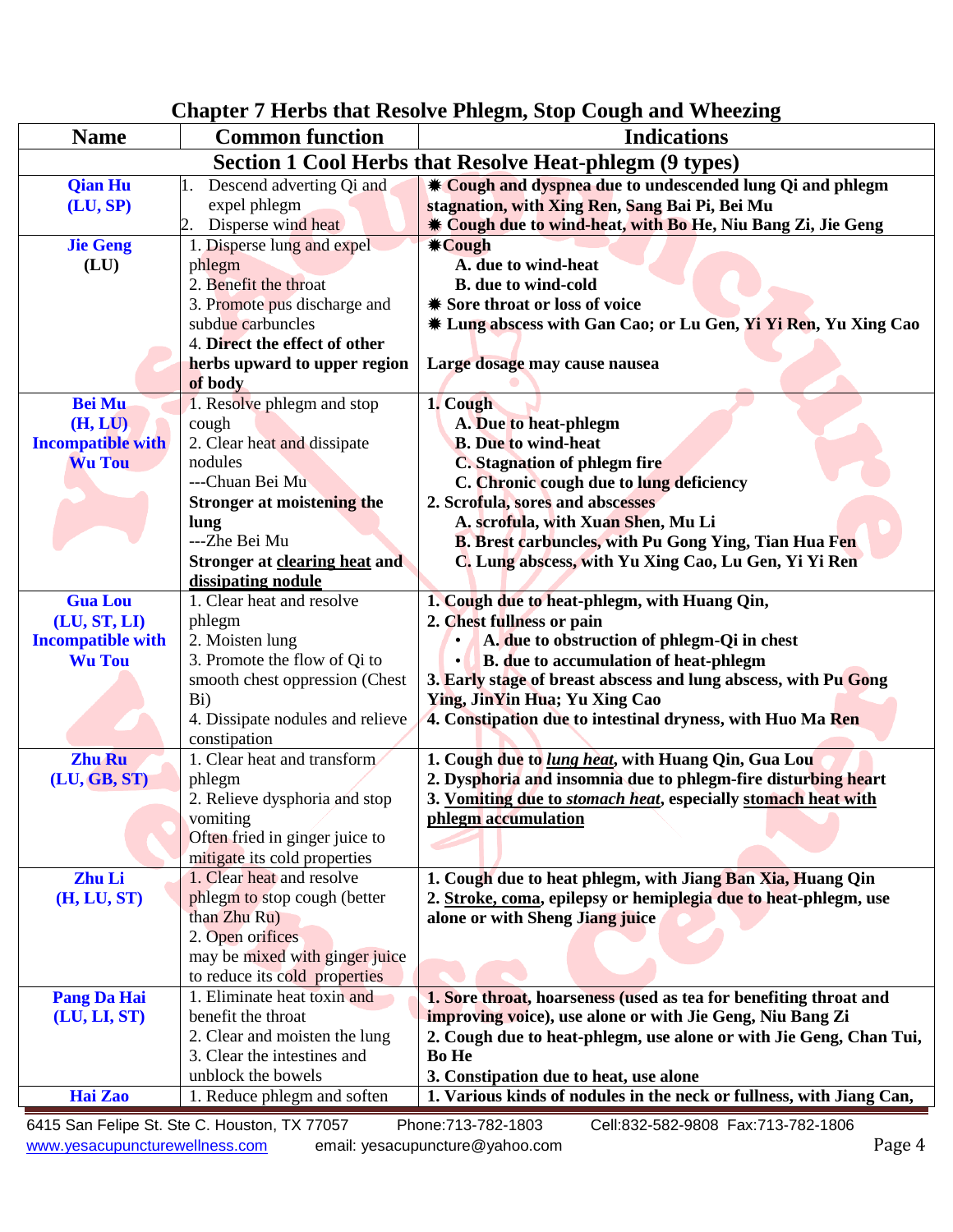# Chapter 7 Herbs that Resolve Phlegm, Stop Cough and Wheezing

| Name | Common function | Indications |
|---|---|---|
| **Section 1 Cool Herbs that Resolve Heat-phlegm (9 types)** | | |
| **Qian Hu (LU, SP)** | 1. Descend adverting Qi and expel phlegm<br>2. Disperse wind heat | ✷ **Cough and dyspnea due to undescended lung Qi and phlegm stagnation, with Xing Ren, Sang Bai Pi, Bei Mu**<br>✷ **Cough due to wind-heat, with Bo He, Niu Bang Zi, Jie Geng** |
| **Jie Geng (LU)** | 1. Disperse lung and expel phlegm<br>2. Benefit the throat<br>3. Promote pus discharge and subdue carbuncles<br>4. **Direct the effect of other herbs upward to upper region of body** | ✷**Cough**<br>**A. due to wind-heat**<br>**B. due to wind-cold**<br>✷ **Sore throat or loss of voice**<br>✷ **Lung abscess with Gan Cao; or Lu Gen, Yi Yi Ren, Yu Xing Cao**<br><br>**Large dosage may cause nausea** |
| **Bei Mu (H, LU) Incompatible with Wu Tou** | 1. Resolve phlegm and stop cough<br>2. Clear heat and dissipate nodules<br>---Chuan Bei Mu<br>**Stronger at moistening the lung**<br>---Zhe Bei Mu<br>**Stronger at <u>clearing heat</u> and <u>dissipating nodule</u>** | **1. Cough**<br>**A. Due to heat-phlegm**<br>**B. Due to wind-heat**<br>**C. Stagnation of phlegm fire**<br>**C. Chronic cough due to lung deficiency**<br>**2. Scrofula, sores and abscesses**<br>**A. scrofula, with Xuan Shen, Mu Li**<br>**B. Brest carbuncles, with Pu Gong Ying, Tian Hua Fen**<br>**C. Lung abscess, with Yu Xing Cao, Lu Gen, Yi Yi Ren** |
| **Gua Lou (LU, ST, LI) Incompatible with Wu Tou** | 1. Clear heat and resolve phlegm<br>2. Moisten lung<br>3. Promote the flow of Qi to smooth chest oppression (Chest Bi)<br>4. Dissipate nodules and relieve constipation | **1. Cough due to heat-phlegm, with Huang Qin,**<br>**2. Chest fullness or pain**<br>• **A. due to obstruction of phlegm-Qi in chest**<br>• **B. due to accumulation of heat-phlegm**<br>**3. Early stage of breast abscess and lung abscess, with Pu Gong Ying, JinYin Hua; Yu Xing Cao**<br>**4. Constipation due to intestinal dryness, with Huo Ma Ren** |
| **Zhu Ru (LU, GB, ST)** | 1. Clear heat and transform phlegm<br>2. Relieve dysphoria and stop vomiting<br>Often fried in ginger juice to mitigate its cold properties | **1. Cough due to *<u>lung heat</u>*, with Huang Qin, Gua Lou**<br>**2. Dysphoria and insomnia due to phlegm-fire disturbing heart**<br>**3. <u>Vomiting due to *stomach heat*</u>, especially <u>stomach heat with phlegm accumulation</u>** |
| **Zhu Li (H, LU, ST)** | 1. Clear heat and resolve phlegm to stop cough (better than Zhu Ru)<br>2. Open orifices<br>may be mixed with ginger juice to reduce its cold properties | **1. Cough due to heat phlegm, with Jiang Ban Xia, Huang Qin**<br>**2. <u>Stroke, coma</u>, epilepsy or hemiplegia due to heat-phlegm, use alone or with Sheng Jiang juice** |
| **Pang Da Hai (LU, LI, ST)** | 1. Eliminate heat toxin and benefit the throat<br>2. Clear and moisten the lung<br>3. Clear the intestines and unblock the bowels | **1. Sore throat, hoarseness (used as tea for benefiting throat and improving voice), use alone or with Jie Geng, Niu Bang Zi**<br>**2. Cough due to heat-phlegm, use alone or with Jie Geng, Chan Tui, Bo He**<br>**3. Constipation due to heat, use alone** |
| **Hai Zao** | 1. Reduce phlegm and soften | **1. Various kinds of nodules in the neck or fullness, with Jiang Can,** |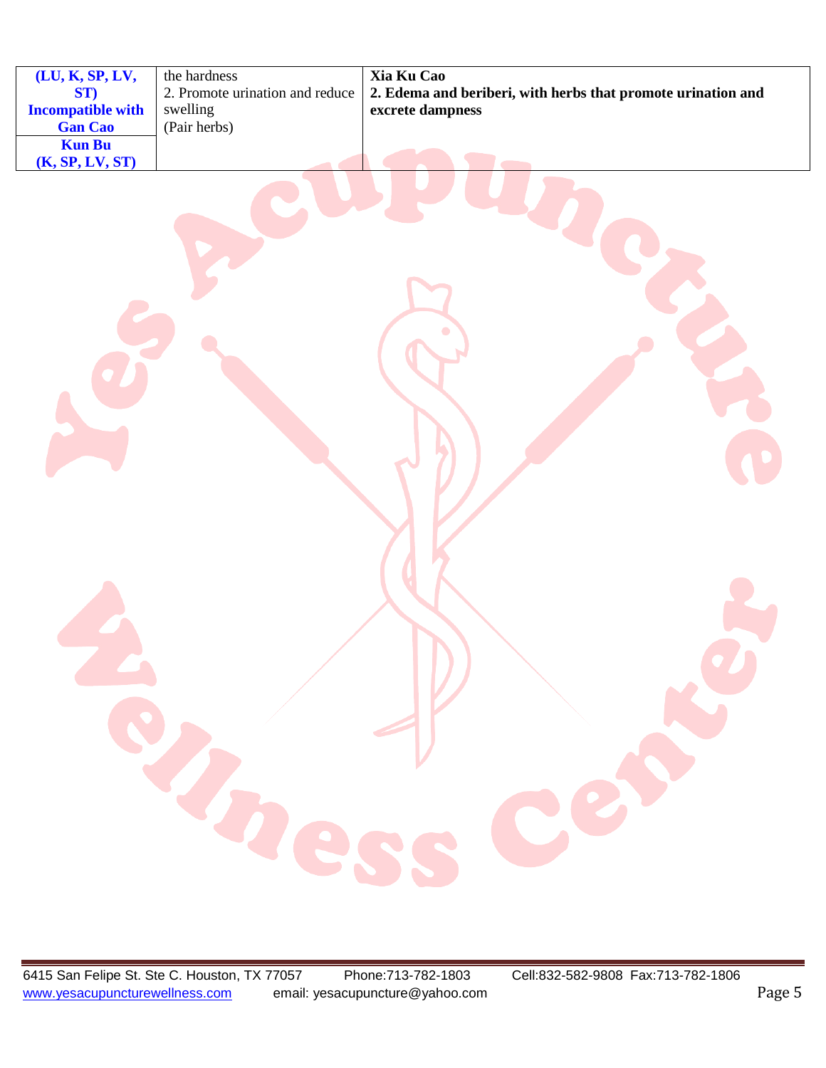| | | |
|---|---|---|
| (LU, K, SP, LV, ST) **Incompatible with Gan Cao** | the hardness<br>2. Promote urination and reduce swelling<br>(Pair herbs) | **Xia Ku Cao**<br>**2. Edema and beriberi, with herbs that promote urination and excrete dampness** |
| **Kun Bu (K, SP, LV, ST)** | | |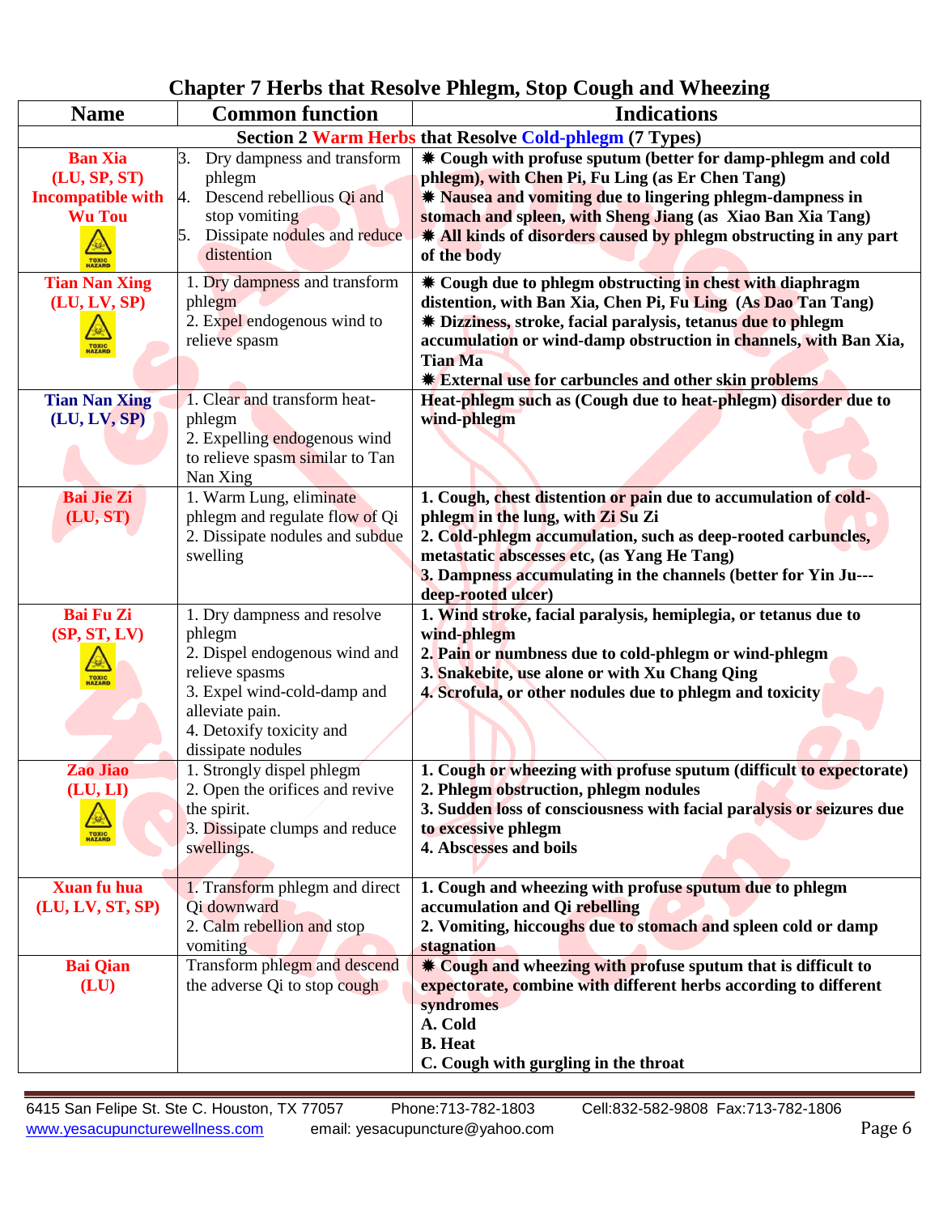# Chapter 7 Herbs that Resolve Phlegm, Stop Cough and Wheezing

| Name | Common function | Indications |
|---|---|---|
| **Section 2 Warm Herbs that Resolve Cold-phlegm (7 Types)** | | |
| **Ban Xia (LU, SP, ST) Incompatible with Wu Tou** TOXIC HAZARD | 3. Dry dampness and transform phlegm<br>4. Descend rebellious Qi and stop vomiting<br>5. Dissipate nodules and reduce distention | **✷ Cough with profuse sputum (better for damp-phlegm and cold phlegm), with Chen Pi, Fu Ling (as Er Chen Tang)**<br>**✷ Nausea and vomiting due to lingering phlegm-dampness in stomach and spleen, with Sheng Jiang (as Xiao Ban Xia Tang)**<br>**✷ All kinds of disorders caused by phlegm obstructing in any part of the body** |
| **Tian Nan Xing (LU, LV, SP)** TOXIC HAZARD | 1. Dry dampness and transform phlegm<br>2. Expel endogenous wind to relieve spasm | **✷ Cough due to phlegm obstructing in chest with diaphragm distention, with Ban Xia, Chen Pi, Fu Ling (As Dao Tan Tang)**<br>**✷ Dizziness, stroke, facial paralysis, tetanus due to phlegm accumulation or wind-damp obstruction in channels, with Ban Xia, Tian Ma**<br>**✷ External use for carbuncles and other skin problems** |
| **Tian Nan Xing (LU, LV, SP)** | 1. Clear and transform heat-phlegm<br>2. Expelling endogenous wind to relieve spasm similar to Tan Nan Xing | **Heat-phlegm such as (Cough due to heat-phlegm) disorder due to wind-phlegm** |
| **Bai Jie Zi (LU, ST)** | 1. Warm Lung, eliminate phlegm and regulate flow of Qi<br>2. Dissipate nodules and subdue swelling | **1. Cough, chest distention or pain due to accumulation of cold-phlegm in the lung, with Zi Su Zi**<br>**2. Cold-phlegm accumulation, such as deep-rooted carbuncles, metastatic abscesses etc, (as Yang He Tang)**<br>**3. Dampness accumulating in the channels (better for Yin Ju---deep-rooted ulcer)** |
| **Bai Fu Zi (SP, ST, LV)** TOXIC HAZARD | 1. Dry dampness and resolve phlegm<br>2. Dispel endogenous wind and relieve spasms<br>3. Expel wind-cold-damp and alleviate pain.<br>4. Detoxify toxicity and dissipate nodules | **1. Wind stroke, facial paralysis, hemiplegia, or tetanus due to wind-phlegm**<br>**2. Pain or numbness due to cold-phlegm or wind-phlegm**<br>**3. Snakebite, use alone or with Xu Chang Qing**<br>**4. Scrofula, or other nodules due to phlegm and toxicity** |
| **Zao Jiao (LU, LI)** TOXIC HAZARD | 1. Strongly dispel phlegm<br>2. Open the orifices and revive the spirit.<br>3. Dissipate clumps and reduce swellings. | **1. Cough or wheezing with profuse sputum (difficult to expectorate)**<br>**2. Phlegm obstruction, phlegm nodules**<br>**3. Sudden loss of consciousness with facial paralysis or seizures due to excessive phlegm**<br>**4. Abscesses and boils** |
| **Xuan fu hua (LU, LV, ST, SP)** | 1. Transform phlegm and direct Qi downward<br>2. Calm rebellion and stop vomiting | **1. Cough and wheezing with profuse sputum due to phlegm accumulation and Qi rebelling**<br>**2. Vomiting, hiccoughs due to stomach and spleen cold or damp stagnation** |
| **Bai Qian (LU)** | Transform phlegm and descend the adverse Qi to stop cough | **✷ Cough and wheezing with profuse sputum that is difficult to expectorate, combine with different herbs according to different syndromes**<br>**A. Cold**<br>**B. Heat**<br>**C. Cough with gurgling in the throat** |

6415 San Felipe St. Ste C. Houston, TX 77057 Phone:713-782-1803 Cell:832-582-9808 Fax:713-782-1806
www.yesacupuncturewellness.com email: yesacupuncture@yahoo.com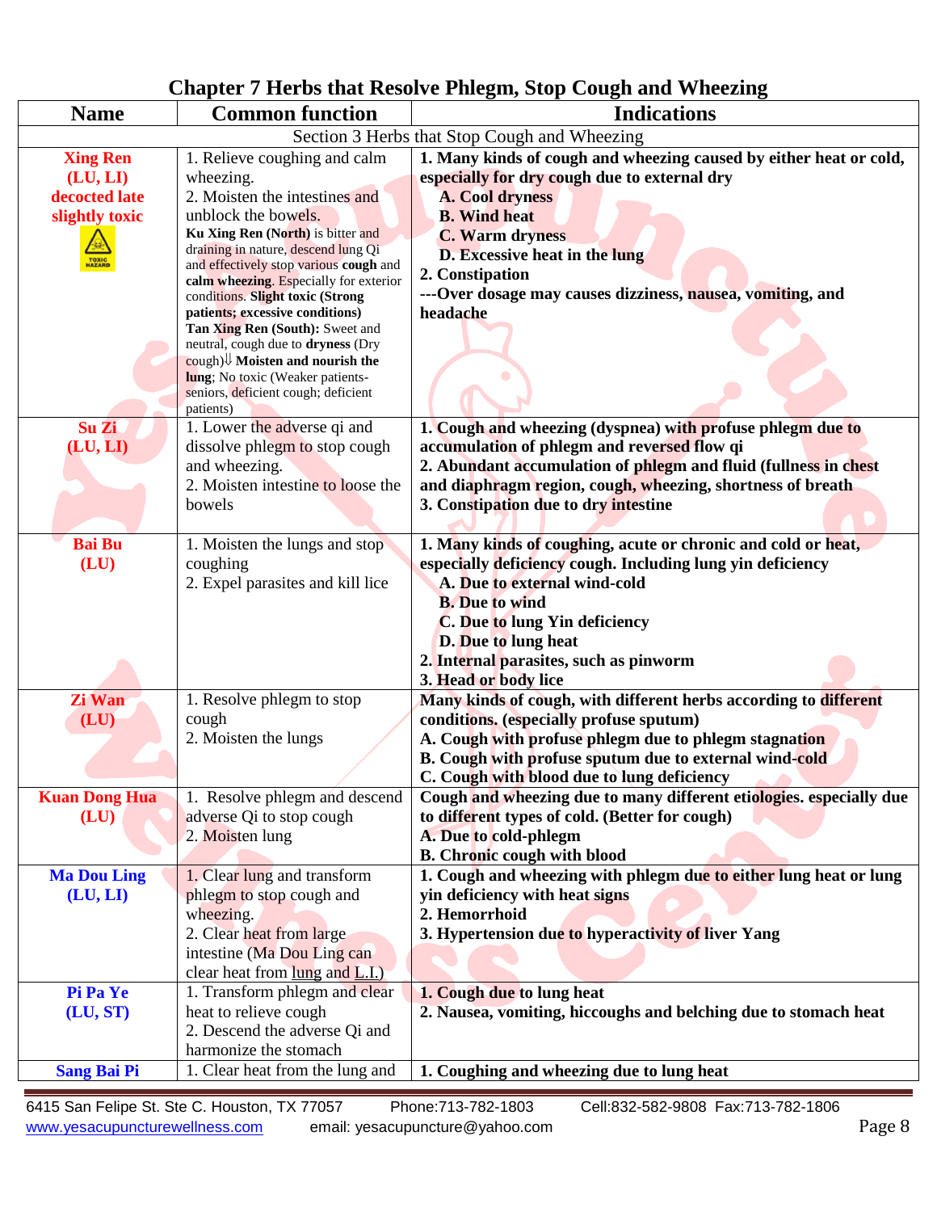## Chapter 7 Herbs that Resolve Phlegm, Stop Cough and Wheezing

| Name | Common function | Indications |
|---|---|---|
| | Section 3 Herbs that Stop Cough and Wheezing | |
| **Xing Ren (LU, LI) decocted late slightly toxic** | 1. Relieve coughing and calm wheezing.<br>2. Moisten the intestines and unblock the bowels.<br>**Ku Xing Ren (North)** is bitter and draining in nature, descend lung Qi and effectively stop various **cough** and **calm wheezing**. Especially for exterior conditions. **Slight toxic (Strong patients; excessive conditions)**<br>**Tan Xing Ren (South):** Sweet and neutral, cough due to **dryness** (Dry cough)⇓ **Moisten and nourish the lung**; No toxic (Weaker patients-seniors, deficient cough; deficient patients) | **1. Many kinds of cough and wheezing caused by either heat or cold, especially for dry cough due to external dry**<br>**A. Cool dryness**<br>**B. Wind heat**<br>**C. Warm dryness**<br>**D. Excessive heat in the lung**<br>**2. Constipation**<br>**---Over dosage may causes dizziness, nausea, vomiting, and headache** |
| **Su Zi (LU, LI)** | 1. Lower the adverse qi and dissolve phlegm to stop cough and wheezing.<br>2. Moisten intestine to loose the bowels | **1. Cough and wheezing (dyspnea) with profuse phlegm due to accumulation of phlegm and reversed flow qi**<br>**2. Abundant accumulation of phlegm and fluid (fullness in chest and diaphragm region, cough, wheezing, shortness of breath**<br>**3. Constipation due to dry intestine** |
| **Bai Bu (LU)** | 1. Moisten the lungs and stop coughing<br>2. Expel parasites and kill lice | **1. Many kinds of coughing, acute or chronic and cold or heat, especially deficiency cough. Including lung yin deficiency**<br>**A. Due to external wind-cold**<br>**B. Due to wind**<br>**C. Due to lung Yin deficiency**<br>**D. Due to lung heat**<br>**2. Internal parasites, such as pinworm**<br>**3. Head or body lice** |
| **Zi Wan (LU)** | 1. Resolve phlegm to stop cough<br>2. Moisten the lungs | **Many kinds of cough, with different herbs according to different conditions. (especially profuse sputum)**<br>**A. Cough with profuse phlegm due to phlegm stagnation**<br>**B. Cough with profuse sputum due to external wind-cold**<br>**C. Cough with blood due to lung deficiency** |
| **Kuan Dong Hua (LU)** | 1. Resolve phlegm and descend adverse Qi to stop cough<br>2. Moisten lung | **Cough and wheezing due to many different etiologies. especially due to different types of cold. (Better for cough)**<br>**A. Due to cold-phlegm**<br>**B. Chronic cough with blood** |
| **Ma Dou Ling (LU, LI)** | 1. Clear lung and transform phlegm to stop cough and wheezing.<br>2. Clear heat from large intestine (Ma Dou Ling can clear heat from lung and L.I.) | **1. Cough and wheezing with phlegm due to either lung heat or lung yin deficiency with heat signs**<br>**2. Hemorrhoid**<br>**3. Hypertension due to hyperactivity of liver Yang** |
| **Pi Pa Ye (LU, ST)** | 1. Transform phlegm and clear heat to relieve cough<br>2. Descend the adverse Qi and harmonize the stomach | **1. Cough due to lung heat**<br>**2. Nausea, vomiting, hiccoughs and belching due to stomach heat** |
| **Sang Bai Pi** | 1. Clear heat from the lung and | **1. Coughing and wheezing due to lung heat** |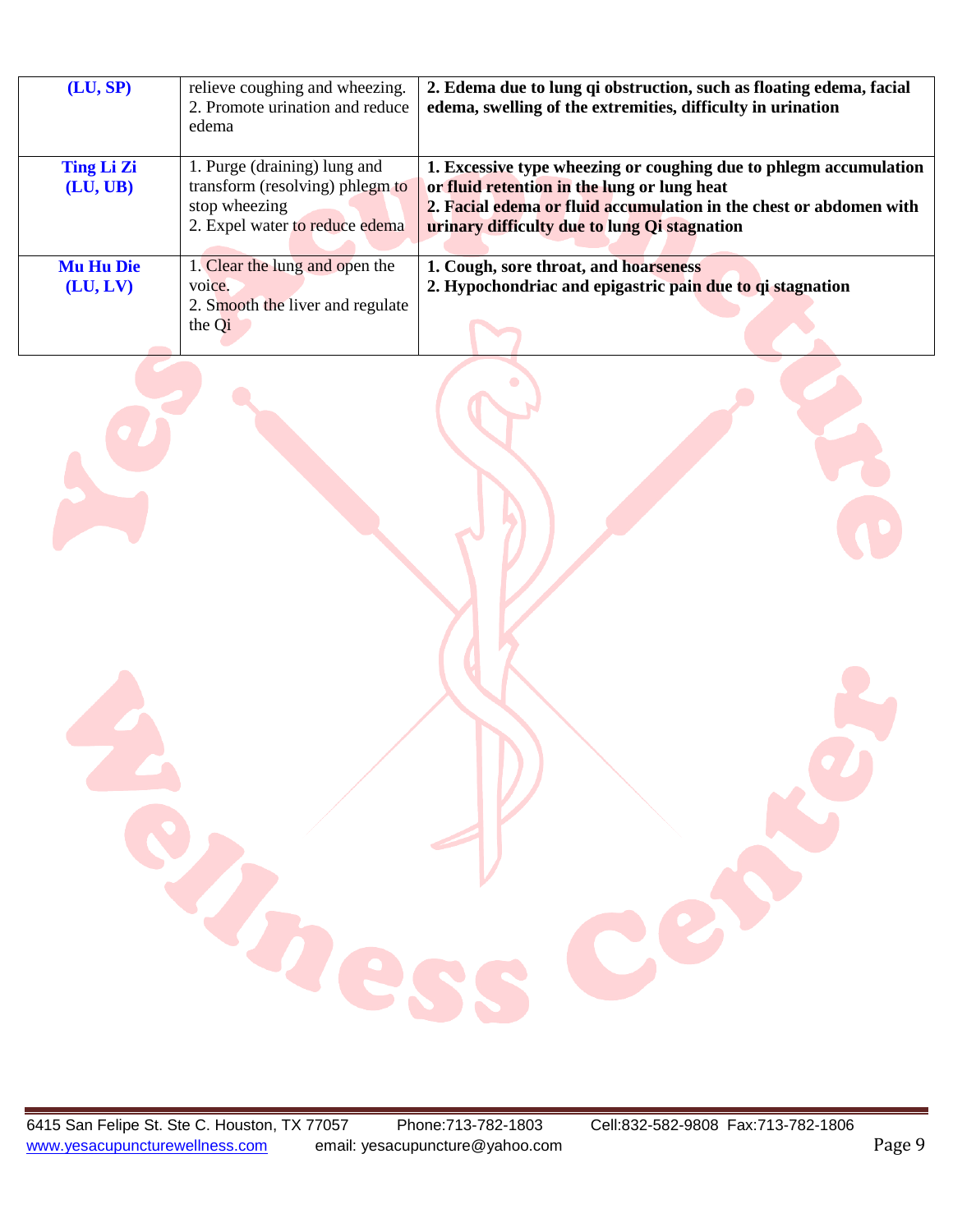| | | |
|---|---|---|
| **(LU, SP)** | relieve coughing and wheezing.<br>2. Promote urination and reduce edema | **2. Edema due to lung qi obstruction, such as floating edema, facial edema, swelling of the extremities, difficulty in urination** |
| **Ting Li Zi (LU, UB)** | 1. Purge (draining) lung and transform (resolving) phlegm to stop wheezing<br>2. Expel water to reduce edema | **1. Excessive type wheezing or coughing due to phlegm accumulation or fluid retention in the lung or lung heat<br>2. Facial edema or fluid accumulation in the chest or abdomen with urinary difficulty due to lung Qi stagnation** |
| **Mu Hu Die (LU, LV)** | 1. Clear the lung and open the voice.<br>2. Smooth the liver and regulate the Qi | **1. Cough, sore throat, and hoarseness<br>2. Hypochondriac and epigastric pain due to qi stagnation** |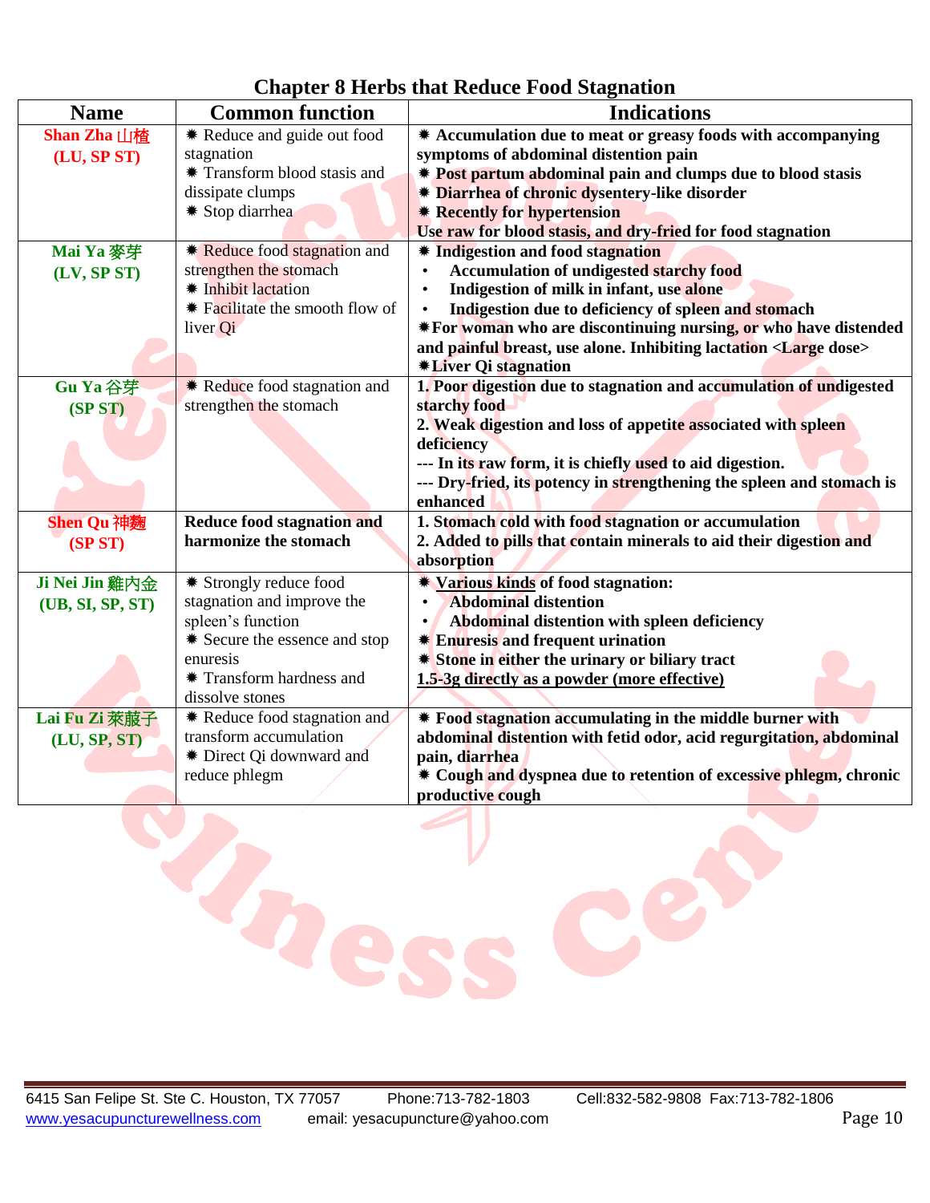## Chapter 8 Herbs that Reduce Food Stagnation

| Name | Common function | Indications |
|---|---|---|
| **Shan Zha 山楂 (LU, SP ST)** | ✷ Reduce and guide out food stagnation<br>✷ Transform blood stasis and dissipate clumps<br>✷ Stop diarrhea | **✷ Accumulation due to meat or greasy foods with accompanying symptoms of abdominal distention pain<br>✷ Post partum abdominal pain and clumps due to blood stasis<br>✷ Diarrhea of chronic dysentery-like disorder<br>✷ Recently for hypertension<br>Use raw for blood stasis, and dry-fried for food stagnation** |
| **Mai Ya 麥芽 (LV, SP ST)** | ✷ Reduce food stagnation and strengthen the stomach<br>✷ Inhibit lactation<br>✷ Facilitate the smooth flow of liver Qi | **✷ Indigestion and food stagnation<br>• Accumulation of undigested starchy food<br>• Indigestion of milk in infant, use alone<br>• Indigestion due to deficiency of spleen and stomach<br>✷For woman who are discontinuing nursing, or who have distended and painful breast, use alone. Inhibiting lactation <Large dose><br>✷Liver Qi stagnation** |
| **Gu Ya 谷芽 (SP ST)** | ✷ Reduce food stagnation and strengthen the stomach | **1. Poor digestion due to stagnation and accumulation of undigested starchy food<br>2. Weak digestion and loss of appetite associated with spleen deficiency<br>--- In its raw form, it is chiefly used to aid digestion.<br>--- Dry-fried, its potency in strengthening the spleen and stomach is enhanced** |
| **Shen Qu 神麴 (SP ST)** | **Reduce food stagnation and harmonize the stomach** | **1. Stomach cold with food stagnation or accumulation<br>2. Added to pills that contain minerals to aid their digestion and absorption** |
| **Ji Nei Jin 雞內金 (UB, SI, SP, ST)** | ✷ Strongly reduce food stagnation and improve the spleen's function<br>✷ Secure the essence and stop enuresis<br>✷ Transform hardness and dissolve stones | **✷ <u>Various kinds</u> of food stagnation:<br>• Abdominal distention<br>• Abdominal distention with spleen deficiency<br>✷ Enuresis and frequent urination<br>✷ Stone in either the urinary or biliary tract<br><u>1.5-3g directly as a powder (more effective)</u>** |
| **Lai Fu Zi 萊菔子 (LU, SP, ST)** | ✷ Reduce food stagnation and transform accumulation<br>✷ Direct Qi downward and reduce phlegm | **✷ Food stagnation accumulating in the middle burner with abdominal distention with fetid odor, acid regurgitation, abdominal pain, diarrhea<br>✷ Cough and dyspnea due to retention of excessive phlegm, chronic productive cough** |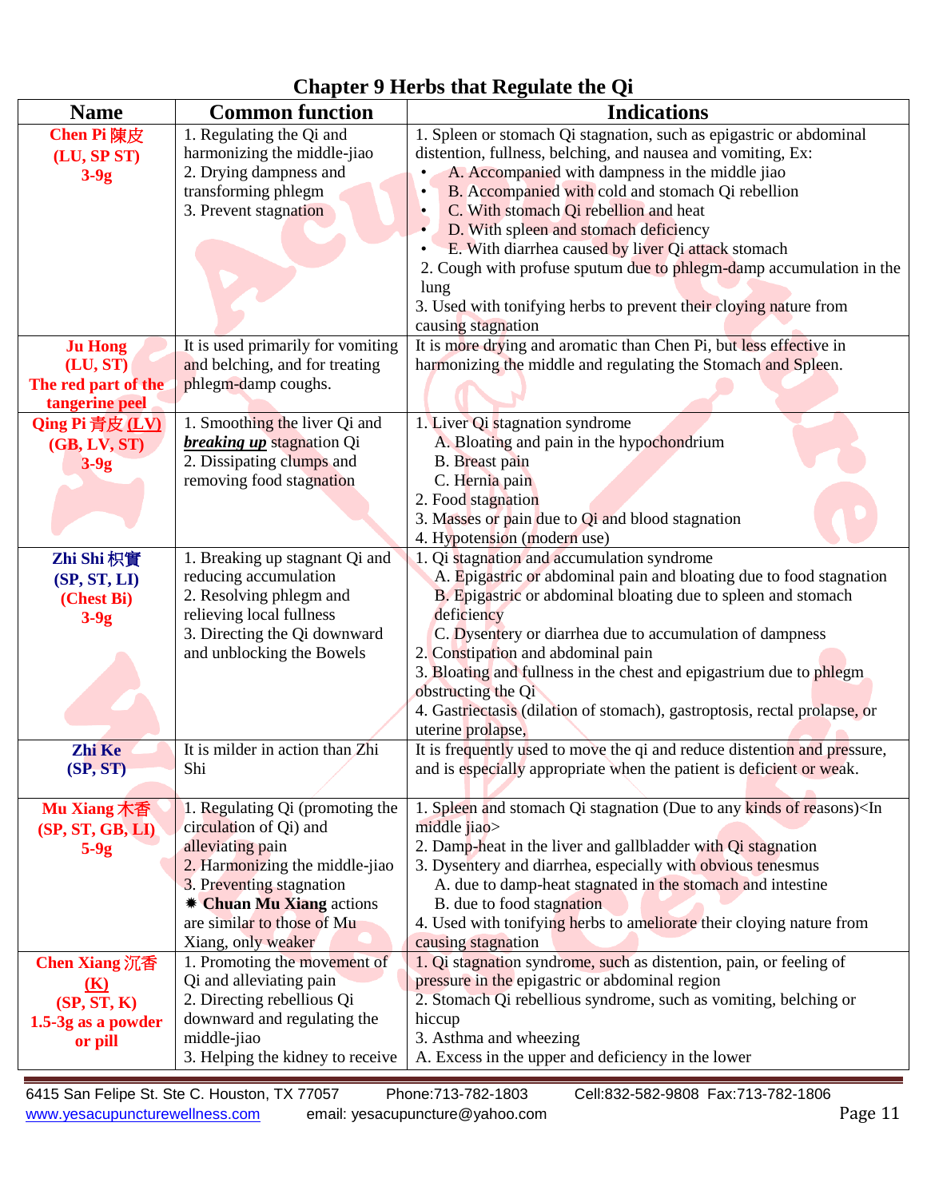# Chapter 9 Herbs that Regulate the Qi

| Name | Common function | Indications |
|---|---|---|
| **Chen Pi 陳皮 (LU, SP ST) 3-9g** | 1. Regulating the Qi and harmonizing the middle-jiao<br>2. Drying dampness and transforming phlegm<br>3. Prevent stagnation | 1. Spleen or stomach Qi stagnation, such as epigastric or abdominal distention, fullness, belching, and nausea and vomiting, Ex:<br>• A. Accompanied with dampness in the middle jiao<br>• B. Accompanied with cold and stomach Qi rebellion<br>• C. With stomach Qi rebellion and heat<br>• D. With spleen and stomach deficiency<br>• E. With diarrhea caused by liver Qi attack stomach<br>2. Cough with profuse sputum due to phlegm-damp accumulation in the lung<br>3. Used with tonifying herbs to prevent their cloying nature from causing stagnation |
| **Ju Hong (LU, ST) The red part of the tangerine peel** | It is used primarily for vomiting and belching, and for treating phlegm-damp coughs. | It is more drying and aromatic than Chen Pi, but less effective in harmonizing the middle and regulating the Stomach and Spleen. |
| **Qing Pi 青皮 (LV) (GB, LV, ST) 3-9g** | 1. Smoothing the liver Qi and ***breaking up*** stagnation Qi<br>2. Dissipating clumps and removing food stagnation | 1. Liver Qi stagnation syndrome<br>A. Bloating and pain in the hypochondrium<br>B. Breast pain<br>C. Hernia pain<br>2. Food stagnation<br>3. Masses or pain due to Qi and blood stagnation<br>4. Hypotension (modern use) |
| **Zhi Shi 枳實 (SP, ST, LI) (Chest Bi) 3-9g** | 1. Breaking up stagnant Qi and reducing accumulation<br>2. Resolving phlegm and relieving local fullness<br>3. Directing the Qi downward and unblocking the Bowels | 1. Qi stagnation and accumulation syndrome<br>A. Epigastric or abdominal pain and bloating due to food stagnation<br>B. Epigastric or abdominal bloating due to spleen and stomach deficiency<br>C. Dysentery or diarrhea due to accumulation of dampness<br>2. Constipation and abdominal pain<br>3. Bloating and fullness in the chest and epigastrium due to phlegm obstructing the Qi<br>4. Gastriectasis (dilation of stomach), gastroptosis, rectal prolapse, or uterine prolapse, |
| **Zhi Ke (SP, ST)** | It is milder in action than Zhi Shi | It is frequently used to move the qi and reduce distention and pressure, and is especially appropriate when the patient is deficient or weak. |
| **Mu Xiang 木香 (SP, ST, GB, LI) 5-9g** | 1. Regulating Qi (promoting the circulation of Qi) and alleviating pain<br>2. Harmonizing the middle-jiao<br>3. Preventing stagnation<br>✷ **Chuan Mu Xiang** actions are similar to those of Mu Xiang, only weaker | 1. Spleen and stomach Qi stagnation (Due to any kinds of reasons)<In middle jiao><br>2. Damp-heat in the liver and gallbladder with Qi stagnation<br>3. Dysentery and diarrhea, especially with obvious tenesmus<br>A. due to damp-heat stagnated in the stomach and intestine<br>B. due to food stagnation<br>4. Used with tonifying herbs to ameliorate their cloying nature from causing stagnation |
| **Chen Xiang 沉香 (K) (SP, ST, K) 1.5-3g as a powder or pill** | 1. Promoting the movement of Qi and alleviating pain<br>2. Directing rebellious Qi downward and regulating the middle-jiao<br>3. Helping the kidney to receive | 1. Qi stagnation syndrome, such as distention, pain, or feeling of pressure in the epigastric or abdominal region<br>2. Stomach Qi rebellious syndrome, such as vomiting, belching or hiccup<br>3. Asthma and wheezing<br>A. Excess in the upper and deficiency in the lower |

6415 San Felipe St. Ste C. Houston, TX 77057 Phone:713-782-1803 Cell:832-582-9808 Fax:713-782-1806
www.yesacupuncturewellness.com email: yesacupuncture@yahoo.com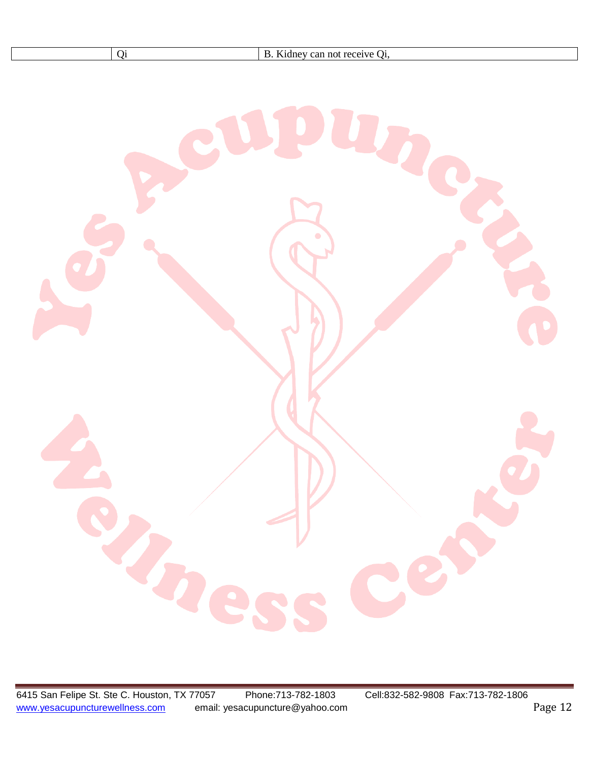| | Qi | B. Kidney can not receive Qi, |
|---|---|---|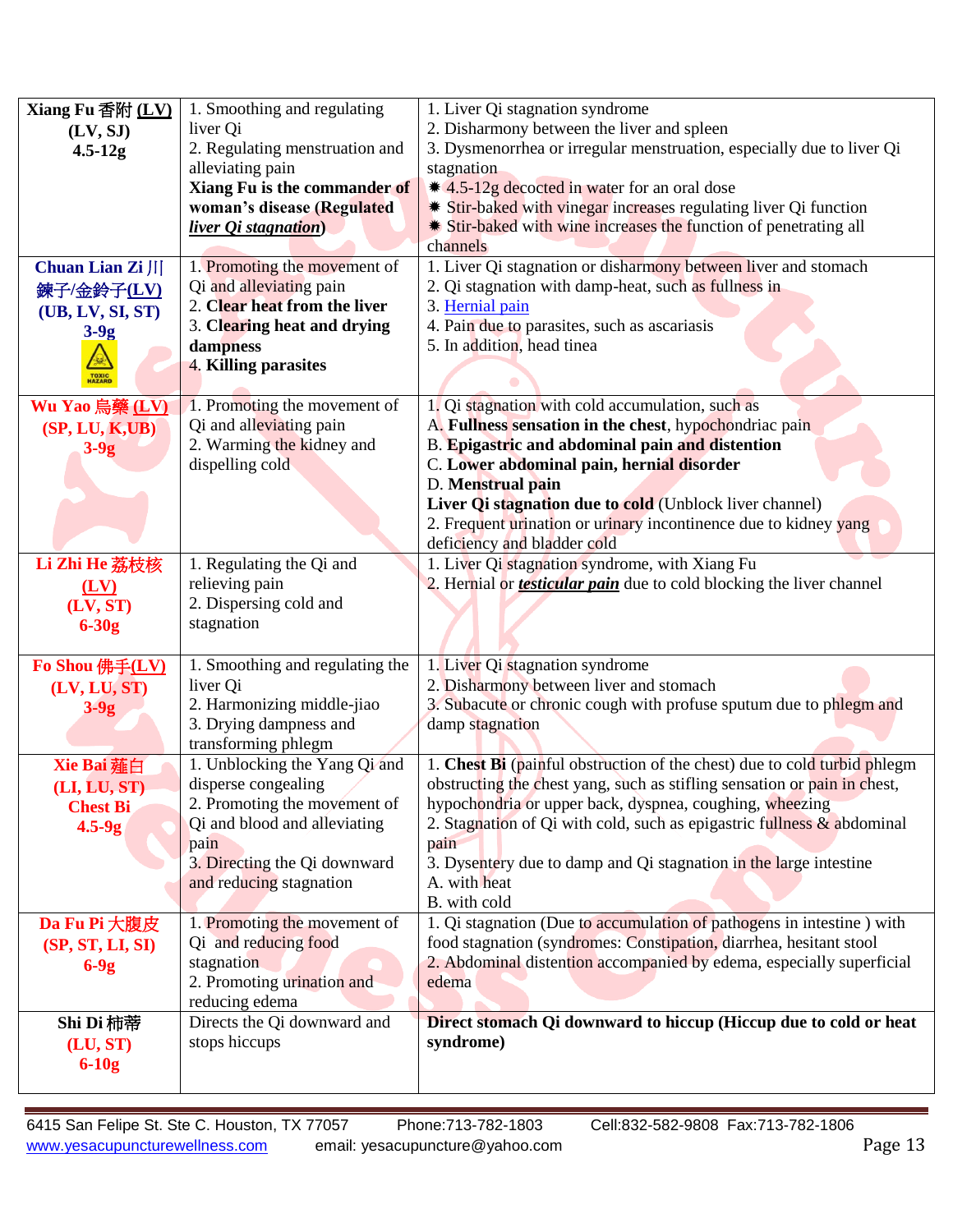| | | |
|---|---|---|
| **Xiang Fu 香附 (LV)** <br> **(LV, SJ)** <br> **4.5-12g** | 1. Smoothing and regulating liver Qi <br> 2. Regulating menstruation and alleviating pain <br> **Xiang Fu is the commander of woman's disease (Regulated *liver Qi stagnation*)** | 1. Liver Qi stagnation syndrome <br> 2. Disharmony between the liver and spleen <br> 3. Dysmenorrhea or irregular menstruation, especially due to liver Qi stagnation <br> ✹ 4.5-12g decocted in water for an oral dose <br> ✹ Stir-baked with vinegar increases regulating liver Qi function <br> ✹ Stir-baked with wine increases the function of penetrating all channels |
| **Chuan Lian Zi 川楝子/金鈴子(LV)** <br> **(UB, LV, SI, ST)** <br> **3-9g** <br> TOXIC HAZARD | 1. Promoting the movement of Qi and alleviating pain <br> 2. **Clear heat from the liver** <br> 3. **Clearing heat and drying dampness** <br> 4. **Killing parasites** | 1. Liver Qi stagnation or disharmony between liver and stomach <br> 2. Qi stagnation with damp-heat, such as fullness in <br> 3. Hernial pain <br> 4. Pain due to parasites, such as ascariasis <br> 5. In addition, head tinea |
| **Wu Yao 烏藥 (LV)** <br> **(SP, LU, K,UB)** <br> **3-9g** | 1. Promoting the movement of Qi and alleviating pain <br> 2. Warming the kidney and dispelling cold | 1. Qi stagnation with cold accumulation, such as <br> A. **Fullness sensation in the chest**, hypochondriac pain <br> B. **Epigastric and abdominal pain and distention** <br> C. **Lower abdominal pain, hernial disorder** <br> D. **Menstrual pain** <br> **Liver Qi stagnation due to cold** (Unblock liver channel) <br> 2. Frequent urination or urinary incontinence due to kidney yang deficiency and bladder cold |
| **Li Zhi He 荔枝核 (LV)** <br> **(LV, ST)** <br> **6-30g** | 1. Regulating the Qi and relieving pain <br> 2. Dispersing cold and stagnation | 1. Liver Qi stagnation syndrome, with Xiang Fu <br> 2. Hernial or ***testicular pain*** due to cold blocking the liver channel |
| **Fo Shou 佛手(LV)** <br> **(LV, LU, ST)** <br> **3-9g** | 1. Smoothing and regulating the liver Qi <br> 2. Harmonizing middle-jiao <br> 3. Drying dampness and transforming phlegm | 1. Liver Qi stagnation syndrome <br> 2. Disharmony between liver and stomach <br> 3. Subacute or chronic cough with profuse sputum due to phlegm and damp stagnation |
| **Xie Bai 薤白** <br> **(LI, LU, ST)** <br> **Chest Bi** <br> **4.5-9g** | 1. Unblocking the Yang Qi and disperse congealing <br> 2. Promoting the movement of Qi and blood and alleviating pain <br> 3. Directing the Qi downward and reducing stagnation | 1. **Chest Bi** (painful obstruction of the chest) due to cold turbid phlegm obstructing the chest yang, such as stifling sensation or pain in chest, hypochondria or upper back, dyspnea, coughing, wheezing <br> 2. Stagnation of Qi with cold, such as epigastric fullness & abdominal pain <br> 3. Dysentery due to damp and Qi stagnation in the large intestine <br> A. with heat <br> B. with cold |
| **Da Fu Pi 大腹皮** <br> **(SP, ST, LI, SI)** <br> **6-9g** | 1. Promoting the movement of Qi and reducing food stagnation <br> 2. Promoting urination and reducing edema | 1. Qi stagnation (Due to accumulation of pathogens in intestine ) with food stagnation (syndromes: Constipation, diarrhea, hesitant stool <br> 2. Abdominal distention accompanied by edema, especially superficial edema |
| **Shi Di 柿蒂** <br> **(LU, ST)** <br> **6-10g** | Directs the Qi downward and stops hiccups | **Direct stomach Qi downward to hiccup (Hiccup due to cold or heat syndrome)** |

6415 San Felipe St. Ste C. Houston, TX 77057  Phone:713-782-1803  Cell:832-582-9808  Fax:713-782-1806
www.yesacupuncturewellness.com  email: yesacupuncture@yahoo.com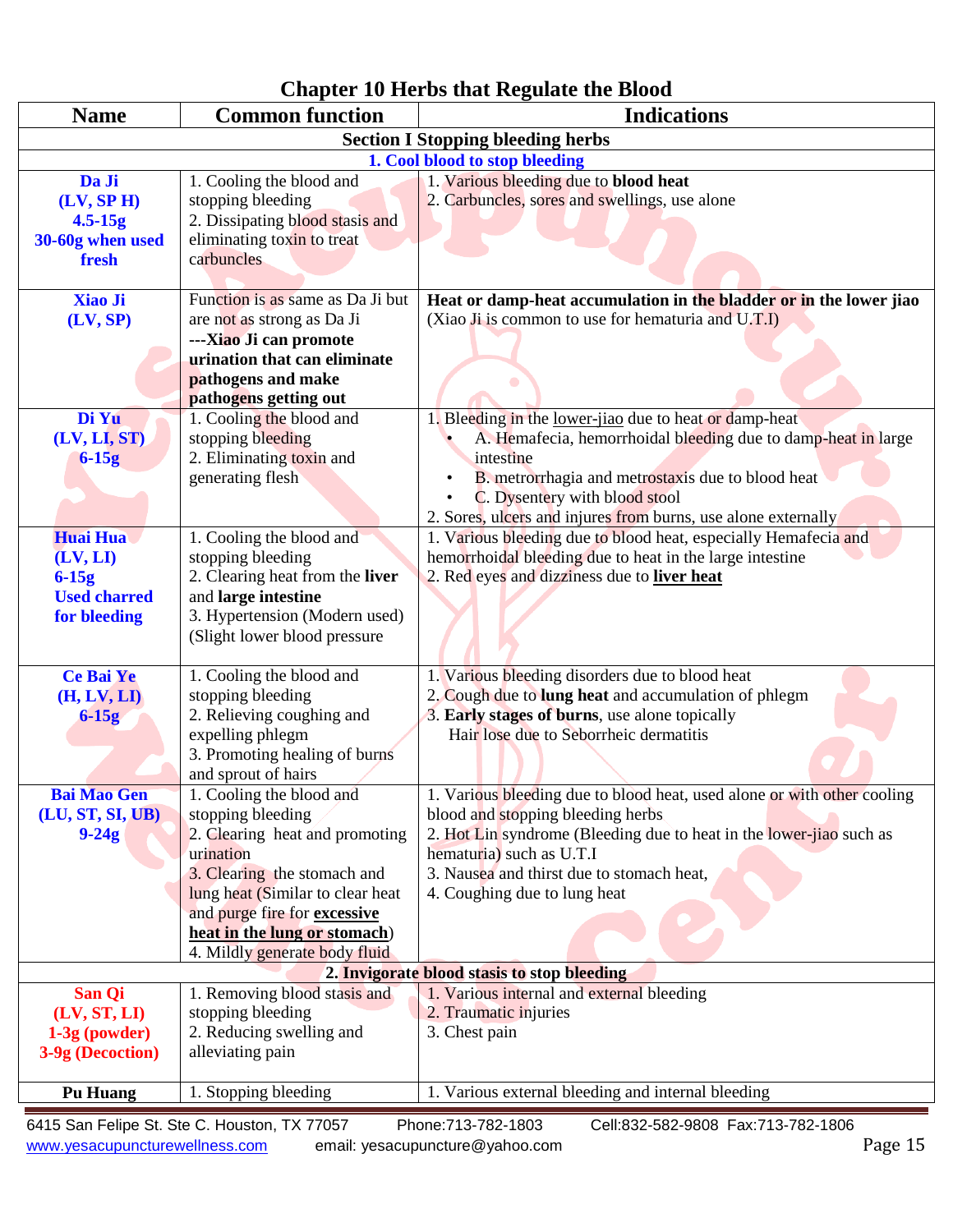# Chapter 10 Herbs that Regulate the Blood

| Name | Common function | Indications |
|---|---|---|
| **Section I Stopping bleeding herbs** | | |
| **1. Cool blood to stop bleeding** | | |
| **Da Ji (LV, SP H) 4.5-15g 30-60g when used fresh** | 1. Cooling the blood and stopping bleeding<br>2. Dissipating blood stasis and eliminating toxin to treat carbuncles | 1. Various bleeding due to **blood heat**<br>2. Carbuncles, sores and swellings, use alone |
| **Xiao Ji (LV, SP)** | Function is as same as Da Ji but are not as strong as Da Ji<br>**---Xiao Ji can promote urination that can eliminate pathogens and make pathogens getting out** | **Heat or damp-heat accumulation in the bladder or in the lower jiao** (Xiao Ji is common to use for hematuria and U.T.I) |
| **Di Yu (LV, LI, ST) 6-15g** | 1. Cooling the blood and stopping bleeding<br>2. Eliminating toxin and generating flesh | 1. Bleeding in the lower-jiao due to heat or damp-heat<br>• A. Hemafecia, hemorrhoidal bleeding due to damp-heat in large intestine<br>• B. metrorrhagia and metrostaxis due to blood heat<br>• C. Dysentery with blood stool<br>2. Sores, ulcers and injures from burns, use alone externally |
| **Huai Hua (LV, LI) 6-15g Used charred for bleeding** | 1. Cooling the blood and stopping bleeding<br>2. Clearing heat from the **liver** and **large intestine**<br>3. Hypertension (Modern used) (Slight lower blood pressure | 1. Various bleeding due to blood heat, especially Hemafecia and hemorrhoidal bleeding due to heat in the large intestine<br>2. Red eyes and dizziness due to **liver heat** |
| **Ce Bai Ye (H, LV, LI) 6-15g** | 1. Cooling the blood and stopping bleeding<br>2. Relieving coughing and expelling phlegm<br>3. Promoting healing of burns and sprout of hairs | 1. Various bleeding disorders due to blood heat<br>2. Cough due to **lung heat** and accumulation of phlegm<br>3. **Early stages of burns**, use alone topically<br>Hair lose due to Seborrheic dermatitis |
| **Bai Mao Gen (LU, ST, SI, UB) 9-24g** | 1. Cooling the blood and stopping bleeding<br>2. Clearing heat and promoting urination<br>3. Clearing the stomach and lung heat (Similar to clear heat and purge fire for **excessive heat in the lung or stomach**)<br>4. Mildly generate body fluid | 1. Various bleeding due to blood heat, used alone or with other cooling blood and stopping bleeding herbs<br>2. Hot Lin syndrome (Bleeding due to heat in the lower-jiao such as hematuria) such as U.T.I<br>3. Nausea and thirst due to stomach heat,<br>4. Coughing due to lung heat |
| **2. Invigorate blood stasis to stop bleeding** | | |
| **San Qi (LV, ST, LI) 1-3g (powder) 3-9g (Decoction)** | 1. Removing blood stasis and stopping bleeding<br>2. Reducing swelling and alleviating pain | 1. Various internal and external bleeding<br>2. Traumatic injuries<br>3. Chest pain |
| **Pu Huang** | 1. Stopping bleeding | 1. Various external bleeding and internal bleeding |

6415 San Felipe St. Ste C. Houston, TX 77057 Phone:713-782-1803 Cell:832-582-9808 Fax:713-782-1806
www.yesacupuncturewellness.com email: yesacupuncture@yahoo.com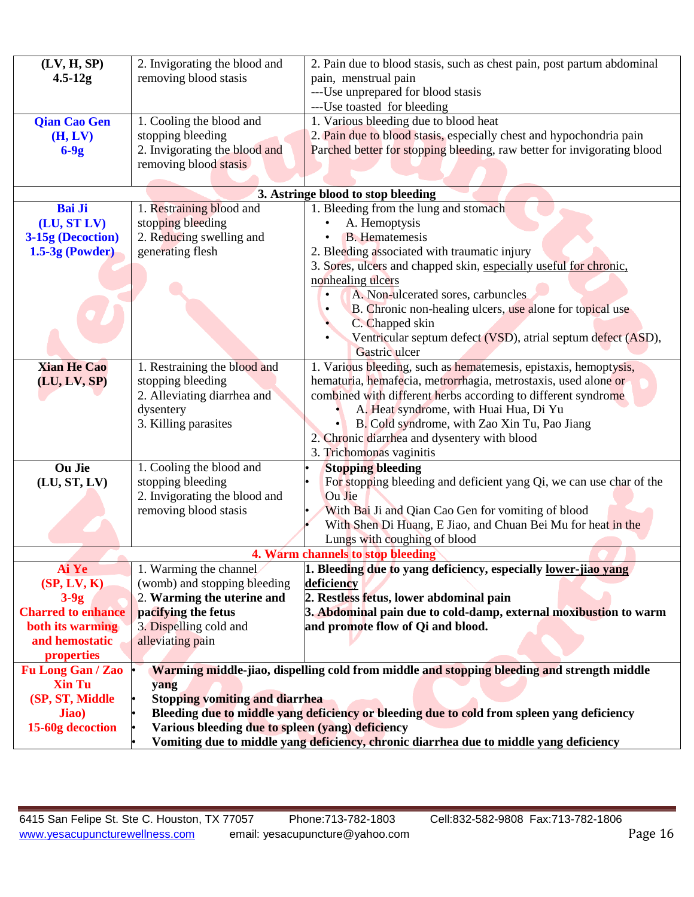| | | |
|---|---|---|
| **(LV, H, SP)**<br>**4.5-12g** | 2. Invigorating the blood and removing blood stasis | 2. Pain due to blood stasis, such as chest pain, post partum abdominal pain, menstrual pain<br>---Use unprepared for blood stasis<br>---Use toasted for bleeding |
| **Qian Cao Gen**<br>**(H, LV)**<br>**6-9g** | 1. Cooling the blood and stopping bleeding<br>2. Invigorating the blood and removing blood stasis | 1. Various bleeding due to blood heat<br>2. Pain due to blood stasis, especially chest and hypochondria pain<br>Parched better for stopping bleeding, raw better for invigorating blood |
| **3. Astringe blood to stop bleeding** | | |
| **Bai Ji**<br>**(LU, ST LV)**<br>**3-15g (Decoction)**<br>**1.5-3g (Powder)** | 1. Restraining blood and stopping bleeding<br>2. Reducing swelling and generating flesh | 1. Bleeding from the lung and stomach<br>• A. Hemoptysis<br>• B. Hematemesis<br>2. Bleeding associated with traumatic injury<br>3. Sores, ulcers and chapped skin, <u>especially useful for chronic, nonhealing ulcers</u><br>• A. Non-ulcerated sores, carbuncles<br>• B. Chronic non-healing ulcers, use alone for topical use<br>• C. Chapped skin<br>• Ventricular septum defect (VSD), atrial septum defect (ASD), Gastric ulcer |
| **Xian He Cao**<br>**(LU, LV, SP)** | 1. Restraining the blood and stopping bleeding<br>2. Alleviating diarrhea and dysentery<br>3. Killing parasites | 1. Various bleeding, such as hematemesis, epistaxis, hemoptysis, hematuria, hemafecia, metrorrhagia, metrostaxis, used alone or combined with different herbs according to different syndrome<br>• A. Heat syndrome, with Huai Hua, Di Yu<br>• B. Cold syndrome, with Zao Xin Tu, Pao Jiang<br>2. Chronic diarrhea and dysentery with blood<br>3. Trichomonas vaginitis |
| **Ou Jie**<br>**(LU, ST, LV)** | 1. Cooling the blood and stopping bleeding<br>2. Invigorating the blood and removing blood stasis | • **Stopping bleeding**<br>• For stopping bleeding and deficient yang Qi, we can use char of the Ou Jie<br>• With Bai Ji and Qian Cao Gen for vomiting of blood<br>• With Shen Di Huang, E Jiao, and Chuan Bei Mu for heat in the Lungs with coughing of blood |
| **4. Warm channels to stop bleeding** | | |
| **Ai Ye**<br>**(SP, LV, K)**<br>**3-9g**<br>**Charred to enhance both its warming and hemostatic properties** | 1. Warming the channel (womb) and stopping bleeding<br>2. **Warming the uterine and pacifying the fetus**<br>3. Dispelling cold and alleviating pain | **1. Bleeding due to yang deficiency, especially <u>lower-jiao yang deficiency</u>**<br>**2. Restless fetus, lower abdominal pain**<br>**3. Abdominal pain due to cold-damp, external moxibustion to warm and promote flow of Qi and blood.** |
| **Fu Long Gan / Zao Xin Tu**<br>**(SP, ST, Middle Jiao)**<br>**15-60g decoction** | • **Warming middle-jiao, dispelling cold from middle and stopping bleeding and strength middle yang**<br>• **Stopping vomiting and diarrhea**<br>• **Bleeding due to middle yang deficiency or bleeding due to cold from spleen yang deficiency**<br>• **Various bleeding due to spleen (yang) deficiency**<br>• **Vomiting due to middle yang deficiency, chronic diarrhea due to middle yang deficiency** | |

6415 San Felipe St. Ste C. Houston, TX 77057 Phone:713-782-1803 Cell:832-582-9808 Fax:713-782-1806
www.yesacupuncturewellness.com email: yesacupuncture@yahoo.com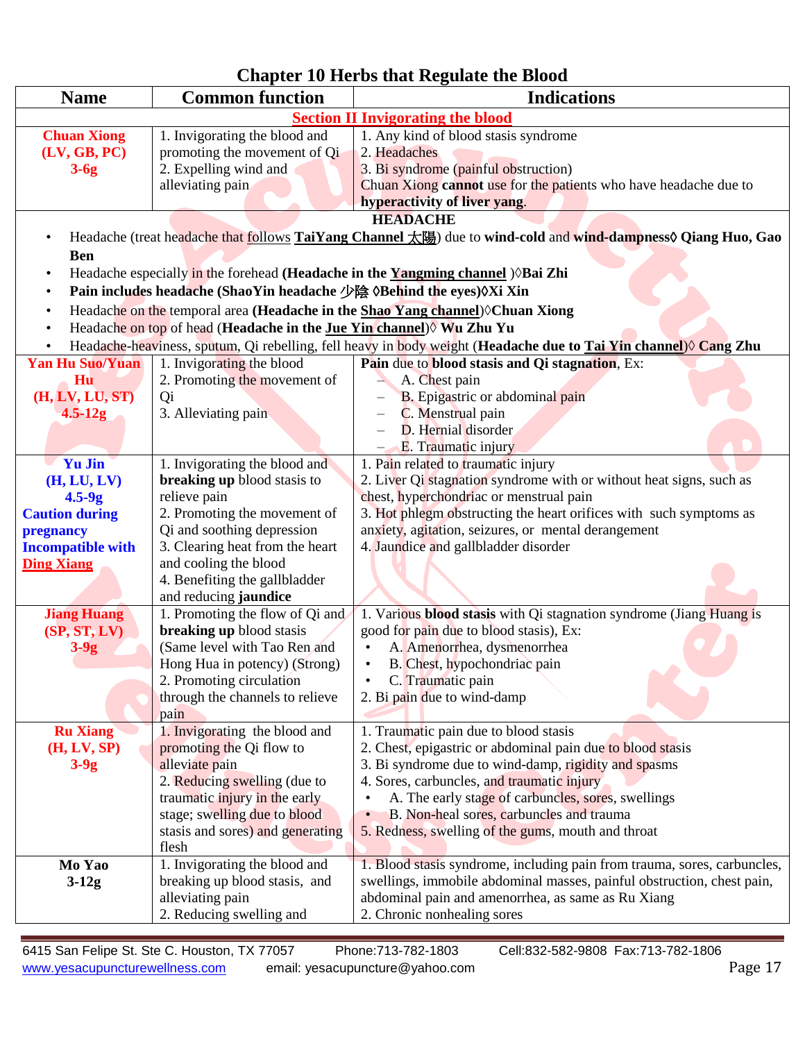# Chapter 10 Herbs that Regulate the Blood

| Name | Common function | Indications |
|---|---|---|
| **Section II Invigorating the blood** | | |
| **Chuan Xiong (LV, GB, PC) 3-6g** | 1. Invigorating the blood and promoting the movement of Qi<br>2. Expelling wind and alleviating pain | 1. Any kind of blood stasis syndrome<br>2. Headaches<br>3. Bi syndrome (painful obstruction)<br>Chuan Xiong **cannot** use for the patients who have headache due to **hyperactivity of liver yang**. |
| **HEADACHE**<br>• Headache (treat headache that follows **TaiYang Channel 太陽**) due to **wind-cold** and **wind-dampness◊ Qiang Huo, Gao Ben**<br>• Headache especially in the forehead **(Headache in the Yangming channel** )◊**Bai Zhi**<br>• **Pain includes headache (ShaoYin headache 少陰 ◊Behind the eyes)◊Xi Xin**<br>• Headache on the temporal area **(Headache in the Shao Yang channel)**◊**Chuan Xiong**<br>• Headache on top of head (**Headache in the Jue Yin channel**)◊ **Wu Zhu Yu**<br>• Headache-heaviness, sputum, Qi rebelling, fell heavy in body weight (**Headache due to Tai Yin channel**)◊ **Cang Zhu** | | |
| **Yan Hu Suo/Yuan Hu (H, LV, LU, ST) 4.5-12g** | 1. Invigorating the blood<br>2. Promoting the movement of Qi<br>3. Alleviating pain | **Pain** due to **blood stasis and Qi stagnation**, Ex:<br>– A. Chest pain<br>– B. Epigastric or abdominal pain<br>– C. Menstrual pain<br>– D. Hernial disorder<br>– E. Traumatic injury |
| **Yu Jin (H, LU, LV) 4.5-9g**<br>**Caution during pregnancy**<br>**Incompatible with Ding Xiang** | 1. Invigorating the blood and **breaking up** blood stasis to relieve pain<br>2. Promoting the movement of Qi and soothing depression<br>3. Clearing heat from the heart and cooling the blood<br>4. Benefiting the gallbladder and reducing **jaundice** | 1. Pain related to traumatic injury<br>2. Liver Qi stagnation syndrome with or without heat signs, such as chest, hyperchondriac or menstrual pain<br>3. Hot phlegm obstructing the heart orifices with such symptoms as anxiety, agitation, seizures, or mental derangement<br>4. Jaundice and gallbladder disorder |
| **Jiang Huang (SP, ST, LV) 3-9g** | 1. Promoting the flow of Qi and **breaking up** blood stasis (Same level with Tao Ren and Hong Hua in potency) (Strong)<br>2. Promoting circulation through the channels to relieve pain | 1. Various **blood stasis** with Qi stagnation syndrome (Jiang Huang is good for pain due to blood stasis), Ex:<br>• A. Amenorrhea, dysmenorrhea<br>• B. Chest, hypochondriac pain<br>• C. Traumatic pain<br>2. Bi pain due to wind-damp |
| **Ru Xiang (H, LV, SP) 3-9g** | 1. Invigorating the blood and promoting the Qi flow to alleviate pain<br>2. Reducing swelling (due to traumatic injury in the early stage; swelling due to blood stasis and sores) and generating flesh | 1. Traumatic pain due to blood stasis<br>2. Chest, epigastric or abdominal pain due to blood stasis<br>3. Bi syndrome due to wind-damp, rigidity and spasms<br>4. Sores, carbuncles, and traumatic injury<br>• A. The early stage of carbuncles, sores, swellings<br>• B. Non-heal sores, carbuncles and trauma<br>5. Redness, swelling of the gums, mouth and throat |
| **Mo Yao 3-12g** | 1. Invigorating the blood and breaking up blood stasis, and alleviating pain<br>2. Reducing swelling and | 1. Blood stasis syndrome, including pain from trauma, sores, carbuncles, swellings, immobile abdominal masses, painful obstruction, chest pain, abdominal pain and amenorrhea, as same as Ru Xiang<br>2. Chronic nonhealing sores |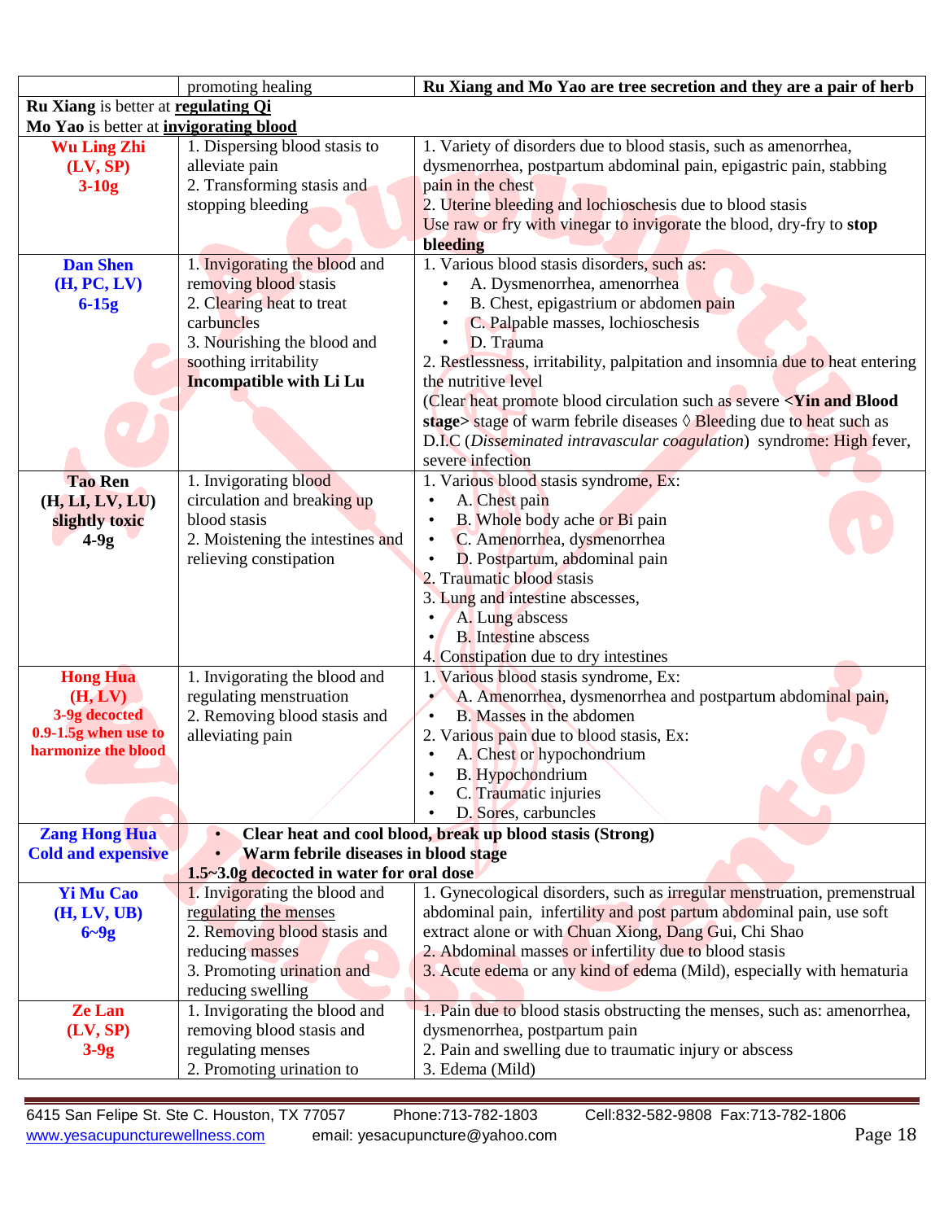| | | |
|---|---|---|
| | promoting healing | **Ru Xiang and Mo Yao are tree secretion and they are a pair of herb** |
| **Ru Xiang** is better at **regulating Qi**<br>**Mo Yao** is better at **invigorating blood** | | |
| **Wu Ling Zhi**<br>**(LV, SP)**<br>**3-10g** | 1. Dispersing blood stasis to alleviate pain<br>2. Transforming stasis and stopping bleeding | 1. Variety of disorders due to blood stasis, such as amenorrhea, dysmenorrhea, postpartum abdominal pain, epigastric pain, stabbing pain in the chest<br>2. Uterine bleeding and lochioschesis due to blood stasis<br>Use raw or fry with vinegar to invigorate the blood, dry-fry to **stop bleeding** |
| **Dan Shen**<br>**(H, PC, LV)**<br>**6-15g** | 1. Invigorating the blood and removing blood stasis<br>2. Clearing heat to treat carbuncles<br>3. Nourishing the blood and soothing irritability<br>**Incompatible with Li Lu** | 1. Various blood stasis disorders, such as:<br>• A. Dysmenorrhea, amenorrhea<br>• B. Chest, epigastrium or abdomen pain<br>• C. Palpable masses, lochioschesis<br>• D. Trauma<br>2. Restlessness, irritability, palpitation and insomnia due to heat entering the nutritive level<br>(Clear heat promote blood circulation such as severe **<Yin and Blood stage>** stage of warm febrile diseases ◊ Bleeding due to heat such as D.I.C (*Disseminated intravascular coagulation*) syndrome: High fever, severe infection |
| **Tao Ren**<br>**(H, LI, LV, LU)**<br>**slightly toxic**<br>**4-9g** | 1. Invigorating blood circulation and breaking up blood stasis<br>2. Moistening the intestines and relieving constipation | 1. Various blood stasis syndrome, Ex:<br>• A. Chest pain<br>• B. Whole body ache or Bi pain<br>• C. Amenorrhea, dysmenorrhea<br>• D. Postpartum, abdominal pain<br>2. Traumatic blood stasis<br>3. Lung and intestine abscesses,<br>• A. Lung abscess<br>• B. Intestine abscess<br>4. Constipation due to dry intestines |
| **Hong Hua**<br>**(H, LV)**<br>**3-9g decocted**<br>**0.9-1.5g when use to harmonize the blood** | 1. Invigorating the blood and regulating menstruation<br>2. Removing blood stasis and alleviating pain | 1. Various blood stasis syndrome, Ex:<br>• A. Amenorrhea, dysmenorrhea and postpartum abdominal pain,<br>• B. Masses in the abdomen<br>2. Various pain due to blood stasis, Ex:<br>• A. Chest or hypochondrium<br>• B. Hypochondrium<br>• C. Traumatic injuries<br>• D. Sores, carbuncles |
| **Zang Hong Hua**<br>**Cold and expensive** | • **Clear heat and cool blood, break up blood stasis (Strong)**<br>• **Warm febrile diseases in blood stage**<br>**1.5~3.0g decocted in water for oral dose** | |
| **Yi Mu Cao**<br>**(H, LV, UB)**<br>**6~9g** | 1. Invigorating the blood and regulating the menses<br>2. Removing blood stasis and reducing masses<br>3. Promoting urination and reducing swelling | 1. Gynecological disorders, such as irregular menstruation, premenstrual abdominal pain, infertility and post partum abdominal pain, use soft extract alone or with Chuan Xiong, Dang Gui, Chi Shao<br>2. Abdominal masses or infertility due to blood stasis<br>3. Acute edema or any kind of edema (Mild), especially with hematuria |
| **Ze Lan**<br>**(LV, SP)**<br>**3-9g** | 1. Invigorating the blood and removing blood stasis and regulating menses<br>2. Promoting urination to | 1. Pain due to blood stasis obstructing the menses, such as: amenorrhea, dysmenorrhea, postpartum pain<br>2. Pain and swelling due to traumatic injury or abscess<br>3. Edema (Mild) |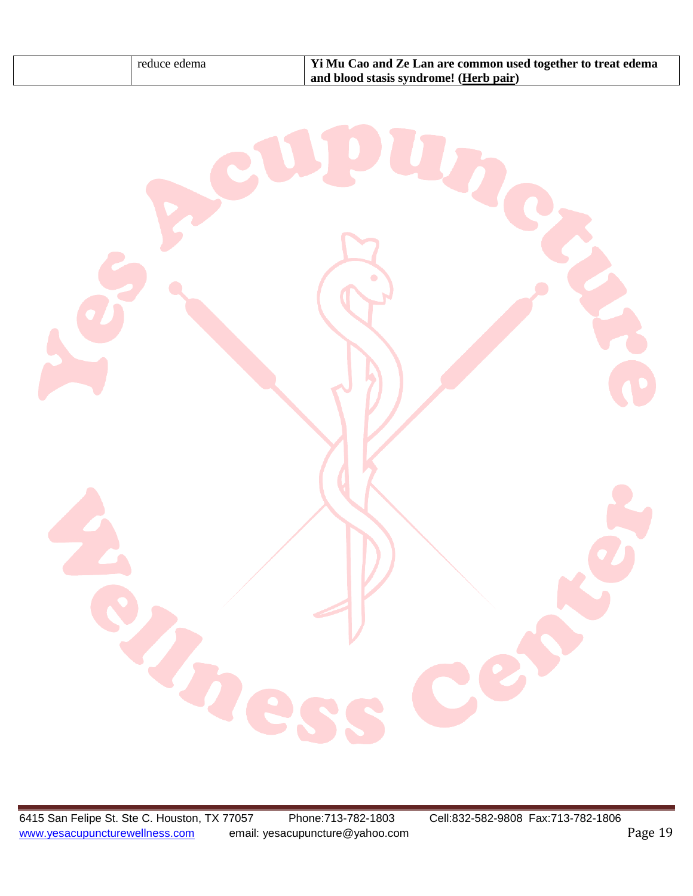|  | reduce edema | **Yi Mu Cao and Ze Lan are common used together to treat edema and blood stasis syndrome! (Herb pair)** |
|---|---|---|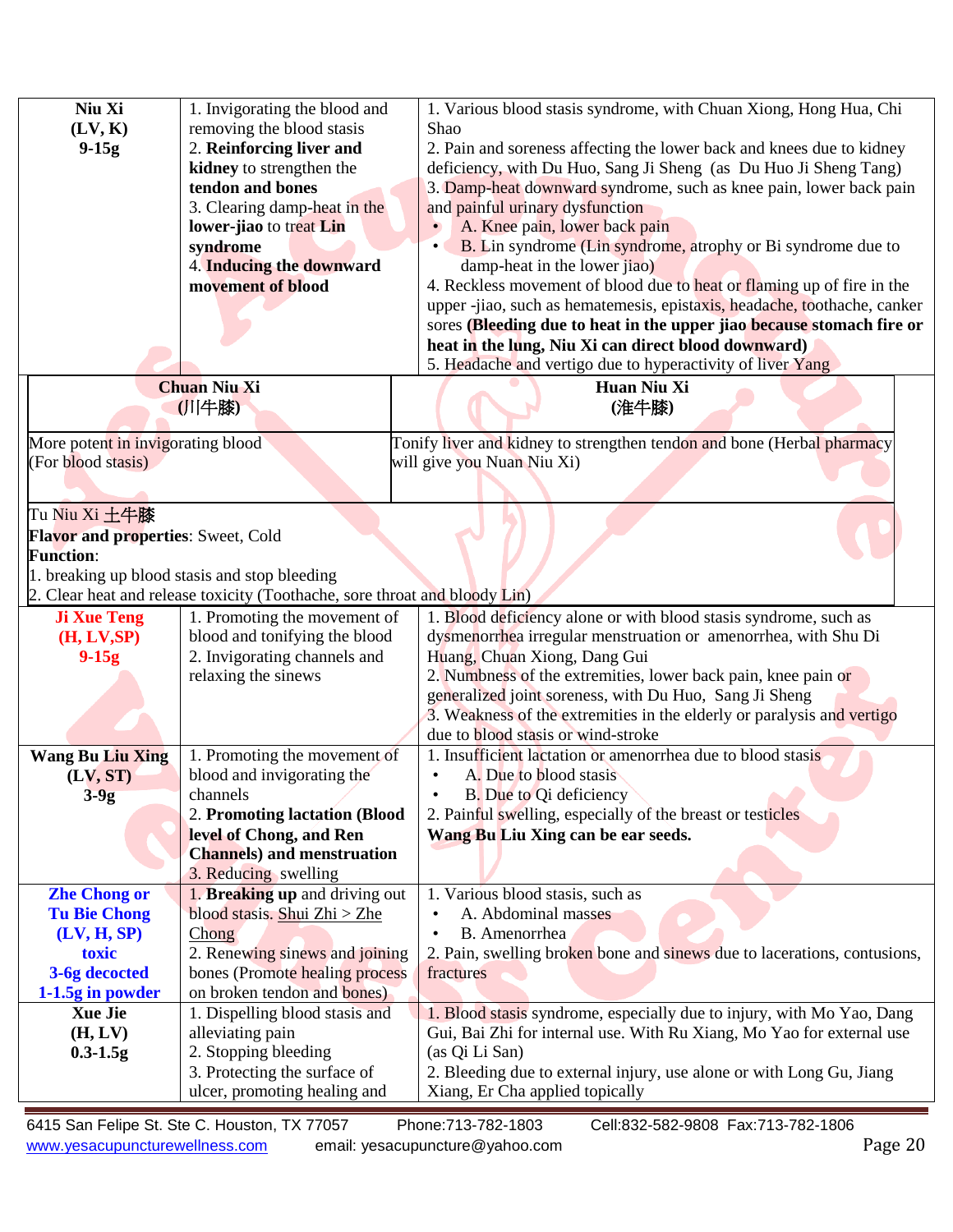| Herb | Function | Indication |
|---|---|---|
| **Niu Xi (LV, K) 9-15g** | 1. Invigorating the blood and removing the blood stasis<br>2. **Reinforcing liver and kidney** to strengthen the **tendon and bones**<br>3. Clearing damp-heat in the **lower-jiao** to treat **Lin syndrome**<br>4. **Inducing the downward movement of blood** | 1. Various blood stasis syndrome, with Chuan Xiong, Hong Hua, Chi Shao<br>2. Pain and soreness affecting the lower back and knees due to kidney deficiency, with Du Huo, Sang Ji Sheng (as Du Huo Ji Sheng Tang)<br>3. Damp-heat downward syndrome, such as knee pain, lower back pain and painful urinary dysfunction<br>• A. Knee pain, lower back pain<br>• B. Lin syndrome (Lin syndrome, atrophy or Bi syndrome due to damp-heat in the lower jiao)<br>4. Reckless movement of blood due to heat or flaming up of fire in the upper -jiao, such as hematemesis, epistaxis, headache, toothache, canker sores **(Bleeding due to heat in the upper jiao because stomach fire or heat in the lung, Niu Xi can direct blood downward)**<br>5. Headache and vertigo due to hyperactivity of liver Yang |

| **Chuan Niu Xi (川牛膝)** | **Huan Niu Xi (淮牛膝)** |
|---|---|
| More potent in invigorating blood (For blood stasis) | Tonify liver and kidney to strengthen tendon and bone (Herbal pharmacy will give you Nuan Niu Xi) |

Tu Niu Xi 土牛膝
**Flavor and properties**: Sweet, Cold
**Function**:
1. breaking up blood stasis and stop bleeding
2. Clear heat and release toxicity (Toothache, sore throat and bloody Lin)

| Herb | Function | Indication |
|---|---|---|
| **Ji Xue Teng (H, LV,SP) 9-15g** | 1. Promoting the movement of blood and tonifying the blood<br>2. Invigorating channels and relaxing the sinews | 1. Blood deficiency alone or with blood stasis syndrome, such as dysmenorrhea irregular menstruation or amenorrhea, with Shu Di Huang, Chuan Xiong, Dang Gui<br>2. Numbness of the extremities, lower back pain, knee pain or generalized joint soreness, with Du Huo, Sang Ji Sheng<br>3. Weakness of the extremities in the elderly or paralysis and vertigo due to blood stasis or wind-stroke |
| **Wang Bu Liu Xing (LV, ST) 3-9g** | 1. Promoting the movement of blood and invigorating the channels<br>2. **Promoting lactation (Blood level of Chong, and Ren Channels) and menstruation**<br>3. Reducing swelling | 1. Insufficient lactation or amenorrhea due to blood stasis<br>• A. Due to blood stasis<br>• B. Due to Qi deficiency<br>2. Painful swelling, especially of the breast or testicles<br>**Wang Bu Liu Xing can be ear seeds.** |
| **Zhe Chong or Tu Bie Chong (LV, H, SP) toxic 3-6g decocted 1-1.5g in powder** | 1. **Breaking up** and driving out blood stasis. Shui Zhi > Zhe Chong<br>2. Renewing sinews and joining bones (Promote healing process on broken tendon and bones) | 1. Various blood stasis, such as<br>• A. Abdominal masses<br>• B. Amenorrhea<br>2. Pain, swelling broken bone and sinews due to lacerations, contusions, fractures |
| **Xue Jie (H, LV) 0.3-1.5g** | 1. Dispelling blood stasis and alleviating pain<br>2. Stopping bleeding<br>3. Protecting the surface of ulcer, promoting healing and | 1. Blood stasis syndrome, especially due to injury, with Mo Yao, Dang Gui, Bai Zhi for internal use. With Ru Xiang, Mo Yao for external use (as Qi Li San)<br>2. Bleeding due to external injury, use alone or with Long Gu, Jiang Xiang, Er Cha applied topically |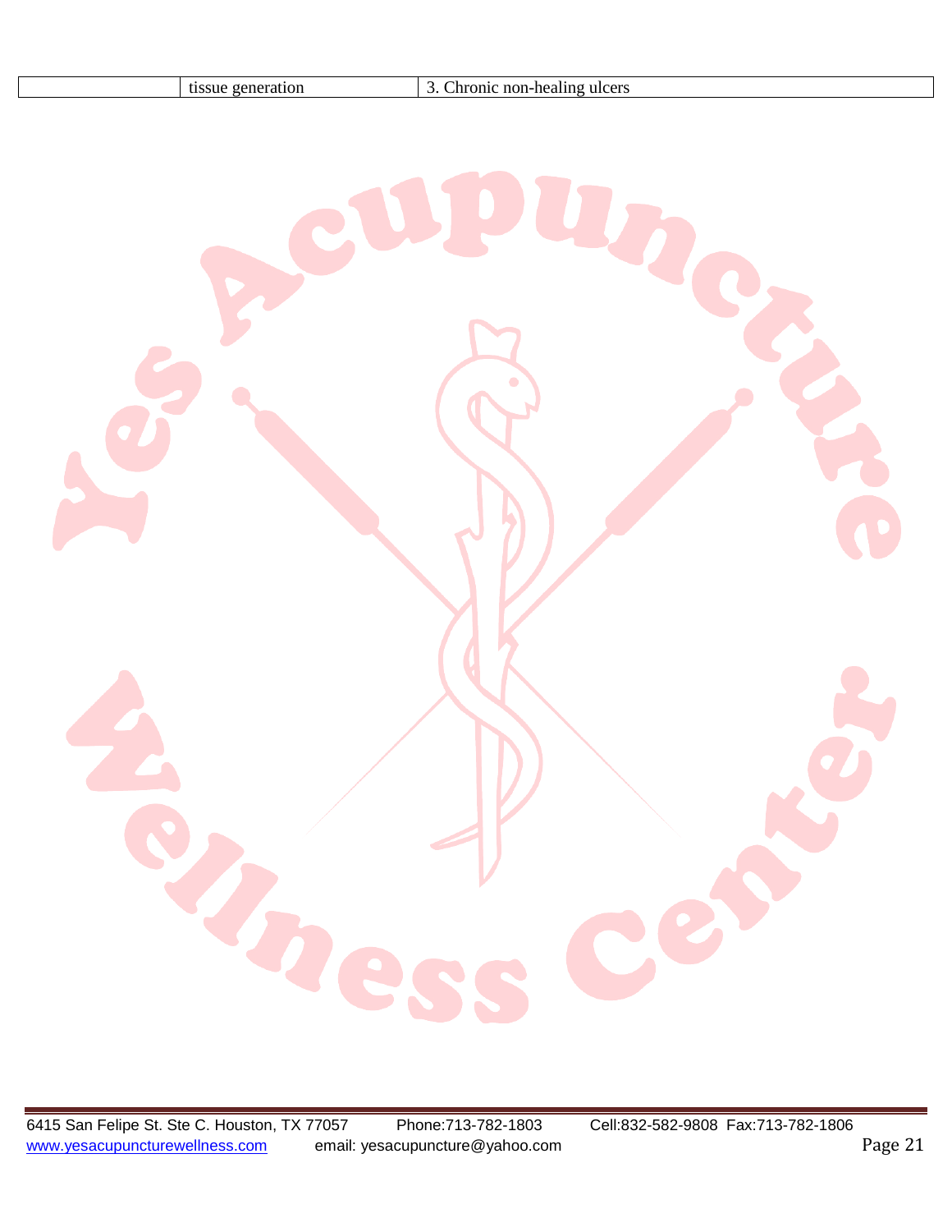|  |  |  |
|---|---|---|
|  | tissue generation | 3. Chronic non-healing ulcers |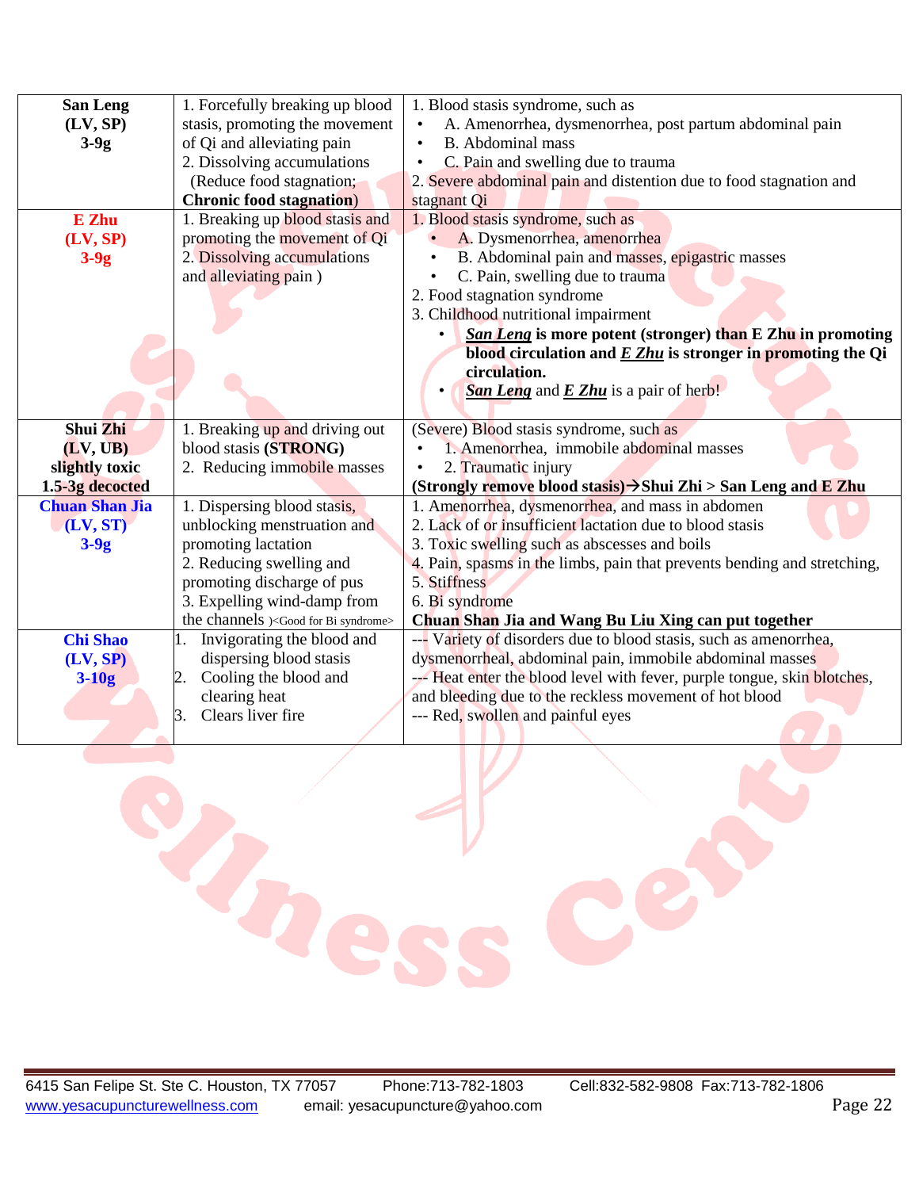| | | |
|---|---|---|
| **San Leng (LV, SP) 3-9g** | 1. Forcefully breaking up blood stasis, promoting the movement of Qi and alleviating pain<br>2. Dissolving accumulations (Reduce food stagnation; **Chronic food stagnation**) | 1. Blood stasis syndrome, such as<br>• A. Amenorrhea, dysmenorrhea, post partum abdominal pain<br>• B. Abdominal mass<br>• C. Pain and swelling due to trauma<br>2. Severe abdominal pain and distention due to food stagnation and stagnant Qi |
| **E Zhu (LV, SP) 3-9g** | 1. Breaking up blood stasis and promoting the movement of Qi<br>2. Dissolving accumulations and alleviating pain ) | 1. Blood stasis syndrome, such as<br>• A. Dysmenorrhea, amenorrhea<br>• B. Abdominal pain and masses, epigastric masses<br>• C. Pain, swelling due to trauma<br>2. Food stagnation syndrome<br>3. Childhood nutritional impairment<br>• ***San Leng*** **is more potent (stronger) than E Zhu in promoting blood circulation and** ***E Zhu*** **is stronger in promoting the Qi circulation.**<br>• ***San Leng*** and ***E Zhu*** is a pair of herb! |
| **Shui Zhi (LV, UB) slightly toxic 1.5-3g decocted** | 1. Breaking up and driving out blood stasis **(STRONG)**<br>2. Reducing immobile masses | (Severe) Blood stasis syndrome, such as<br>• 1. Amenorrhea, immobile abdominal masses<br>• 2. Traumatic injury<br>**(Strongly remove blood stasis)→Shui Zhi > San Leng and E Zhu** |
| **Chuan Shan Jia (LV, ST) 3-9g** | 1. Dispersing blood stasis, unblocking menstruation and promoting lactation<br>2. Reducing swelling and promoting discharge of pus<br>3. Expelling wind-damp from the channels )<Good for Bi syndrome> | 1. Amenorrhea, dysmenorrhea, and mass in abdomen<br>2. Lack of or insufficient lactation due to blood stasis<br>3. Toxic swelling such as abscesses and boils<br>4. Pain, spasms in the limbs, pain that prevents bending and stretching,<br>5. Stiffness<br>6. Bi syndrome<br>**Chuan Shan Jia and Wang Bu Liu Xing can put together** |
| **Chi Shao (LV, SP) 3-10g** | 1. Invigorating the blood and dispersing blood stasis<br>2. Cooling the blood and clearing heat<br>3. Clears liver fire | --- Variety of disorders due to blood stasis, such as amenorrhea, dysmenorrheal, abdominal pain, immobile abdominal masses<br>--- Heat enter the blood level with fever, purple tongue, skin blotches, and bleeding due to the reckless movement of hot blood<br>--- Red, swollen and painful eyes |

6415 San Felipe St. Ste C. Houston, TX 77057 Phone:713-782-1803 Cell:832-582-9808 Fax:713-782-1806
www.yesacupuncturewellness.com email: yesacupuncture@yahoo.com